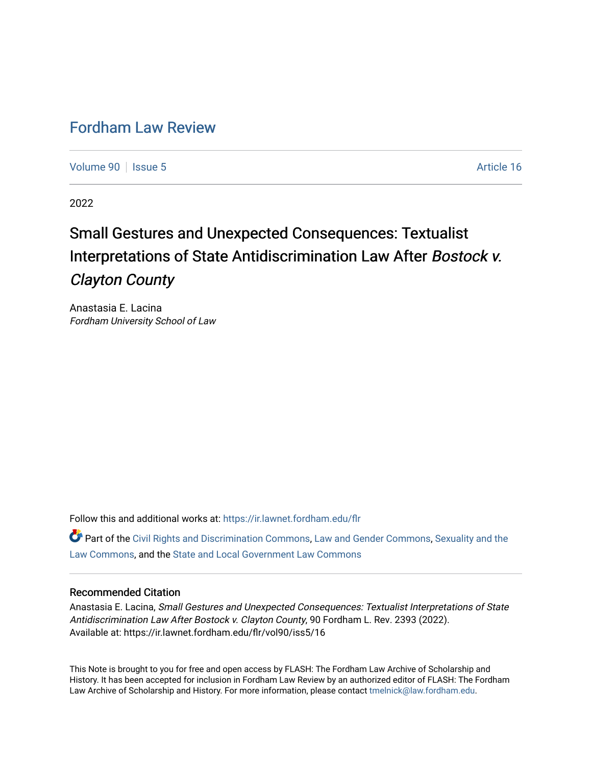# Fordham Law Review

Volume 90 | Issue 5 | Article 16

2022

## Small Gestures and Unexpected Consequences: Textualist Interpretations of State Antidiscrimination Law After *Bostock v. Clayton County*

Anastasia E. Lacina
*Fordham University School of Law*

Follow this and additional works at: https://ir.lawnet.fordham.edu/flr

Part of the Civil Rights and Discrimination Commons, Law and Gender Commons, Sexuality and the Law Commons, and the State and Local Government Law Commons

### Recommended Citation

Anastasia E. Lacina, *Small Gestures and Unexpected Consequences: Textualist Interpretations of State Antidiscrimination Law After Bostock v. Clayton County*, 90 Fordham L. Rev. 2393 (2022).
Available at: https://ir.lawnet.fordham.edu/flr/vol90/iss5/16

This Note is brought to you for free and open access by FLASH: The Fordham Law Archive of Scholarship and History. It has been accepted for inclusion in Fordham Law Review by an authorized editor of FLASH: The Fordham Law Archive of Scholarship and History. For more information, please contact tmelnick@law.fordham.edu.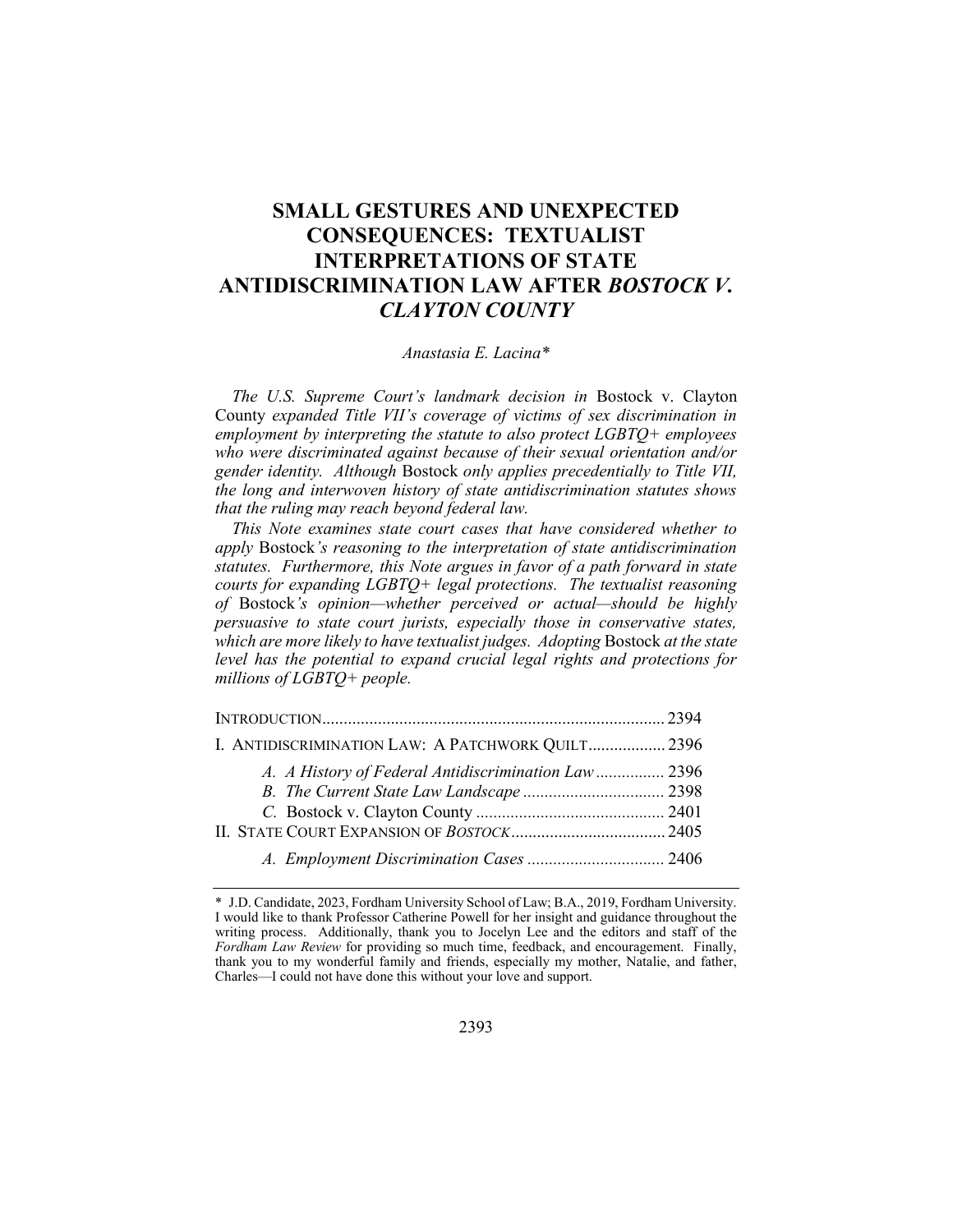# SMALL GESTURES AND UNEXPECTED CONSEQUENCES: TEXTUALIST INTERPRETATIONS OF STATE ANTIDISCRIMINATION LAW AFTER *BOSTOCK V. CLAYTON COUNTY*

*Anastasia E. Lacina**

*The U.S. Supreme Court's landmark decision in* Bostock v. Clayton County *expanded Title VII's coverage of victims of sex discrimination in employment by interpreting the statute to also protect LGBTQ+ employees who were discriminated against because of their sexual orientation and/or gender identity. Although* Bostock *only applies precedentially to Title VII, the long and interwoven history of state antidiscrimination statutes shows that the ruling may reach beyond federal law.*

*This Note examines state court cases that have considered whether to apply* Bostock*'s reasoning to the interpretation of state antidiscrimination statutes. Furthermore, this Note argues in favor of a path forward in state courts for expanding LGBTQ+ legal protections. The textualist reasoning of* Bostock*'s opinion—whether perceived or actual—should be highly persuasive to state court jurists, especially those in conservative states, which are more likely to have textualist judges. Adopting* Bostock *at the state level has the potential to expand crucial legal rights and protections for millions of LGBTQ+ people.*

INTRODUCTION .......... 2394

I. ANTIDISCRIMINATION LAW: A PATCHWORK QUILT .......... 2396

- *A. A History of Federal Antidiscrimination Law* .......... 2396
- *B. The Current State Law Landscape* .......... 2398
- *C.* Bostock v. Clayton County .......... 2401

II. STATE COURT EXPANSION OF *BOSTOCK* .......... 2405

- *A. Employment Discrimination Cases* .......... 2406

---

\* J.D. Candidate, 2023, Fordham University School of Law; B.A., 2019, Fordham University. I would like to thank Professor Catherine Powell for her insight and guidance throughout the writing process. Additionally, thank you to Jocelyn Lee and the editors and staff of the *Fordham Law Review* for providing so much time, feedback, and encouragement. Finally, thank you to my wonderful family and friends, especially my mother, Natalie, and father, Charles—I could not have done this without your love and support.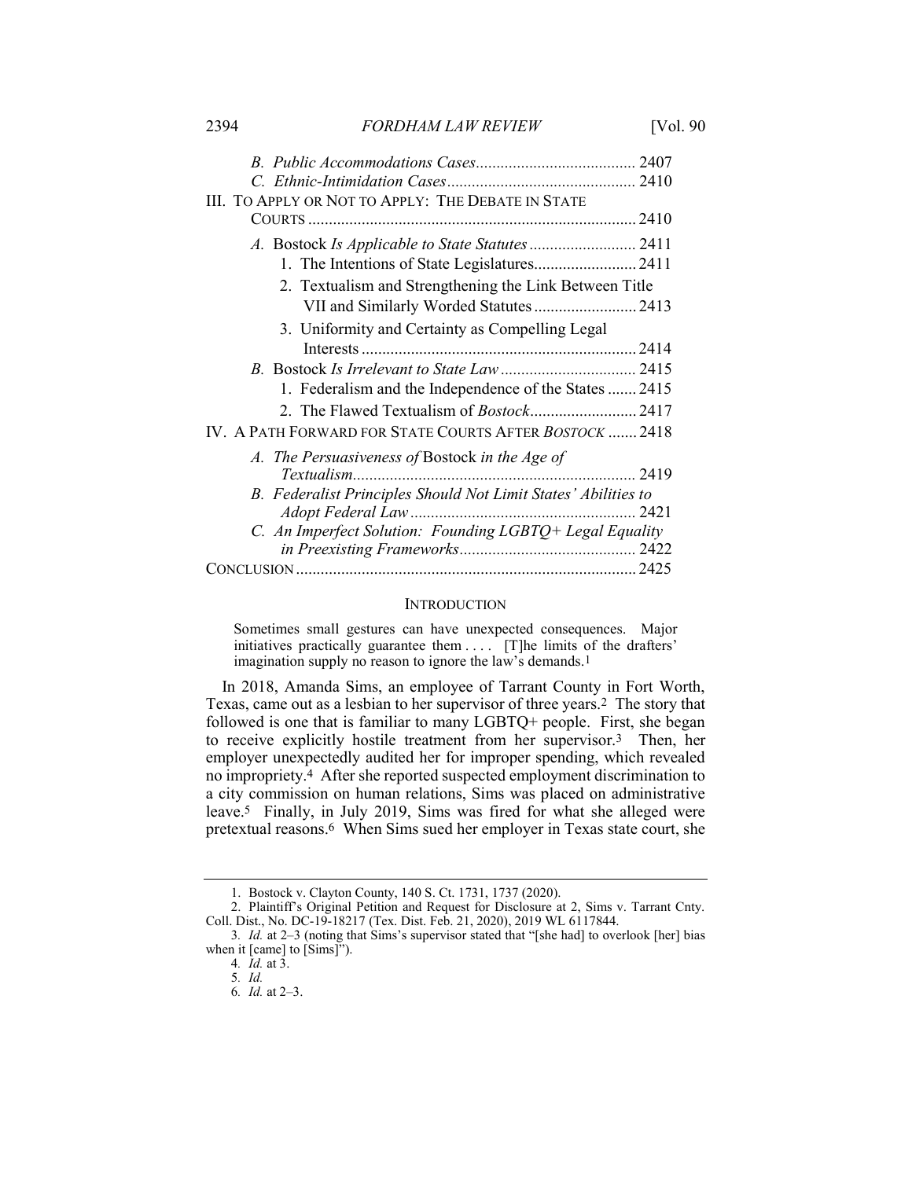B. *Public Accommodations Cases* .......................................... 2407
C. *Ethnic-Intimidation Cases* ................................................ 2410

III. TO APPLY OR NOT TO APPLY: THE DEBATE IN STATE COURTS ................................................................................ 2410

A. Bostock *Is Applicable to State Statutes* ......................... 2411
   1. The Intentions of State Legislatures ......................... 2411
   2. Textualism and Strengthening the Link Between Title VII and Similarly Worded Statutes ......................... 2413
   3. Uniformity and Certainty as Compelling Legal Interests ................................................................... 2414

B. Bostock *Is Irrelevant to State Law* ................................ 2415
   1. Federalism and the Independence of the States ....... 2415
   2. The Flawed Textualism of *Bostock* .......................... 2417

IV. A PATH FORWARD FOR STATE COURTS AFTER *BOSTOCK* ....... 2418

A. *The Persuasiveness of* Bostock *in the Age of Textualism* ..................................................................... 2419
B. *Federalist Principles Should Not Limit States' Abilities to Adopt Federal Law* ....................................................... 2421
C. *An Imperfect Solution: Founding LGBTQ+ Legal Equality in Preexisting Frameworks* .......................................... 2422

CONCLUSION ................................................................................ 2425

## INTRODUCTION

> Sometimes small gestures can have unexpected consequences. Major initiatives practically guarantee them . . . . [T]he limits of the drafters' imagination supply no reason to ignore the law's demands.[1]

In 2018, Amanda Sims, an employee of Tarrant County in Fort Worth, Texas, came out as a lesbian to her supervisor of three years.[2] The story that followed is one that is familiar to many LGBTQ+ people. First, she began to receive explicitly hostile treatment from her supervisor.[3] Then, her employer unexpectedly audited her for improper spending, which revealed no impropriety.[4] After she reported suspected employment discrimination to a city commission on human relations, Sims was placed on administrative leave.[5] Finally, in July 2019, Sims was fired for what she alleged were pretextual reasons.[6] When Sims sued her employer in Texas state court, she

---

1. Bostock v. Clayton County, 140 S. Ct. 1731, 1737 (2020).

2. Plaintiff's Original Petition and Request for Disclosure at 2, Sims v. Tarrant Cnty. Coll. Dist., No. DC-19-18217 (Tex. Dist. Feb. 21, 2020), 2019 WL 6117844.

3. *Id.* at 2–3 (noting that Sims's supervisor stated that "[she had] to overlook [her] bias when it [came] to [Sims]").

4. *Id.* at 3.

5. *Id.*

6. *Id.* at 2–3.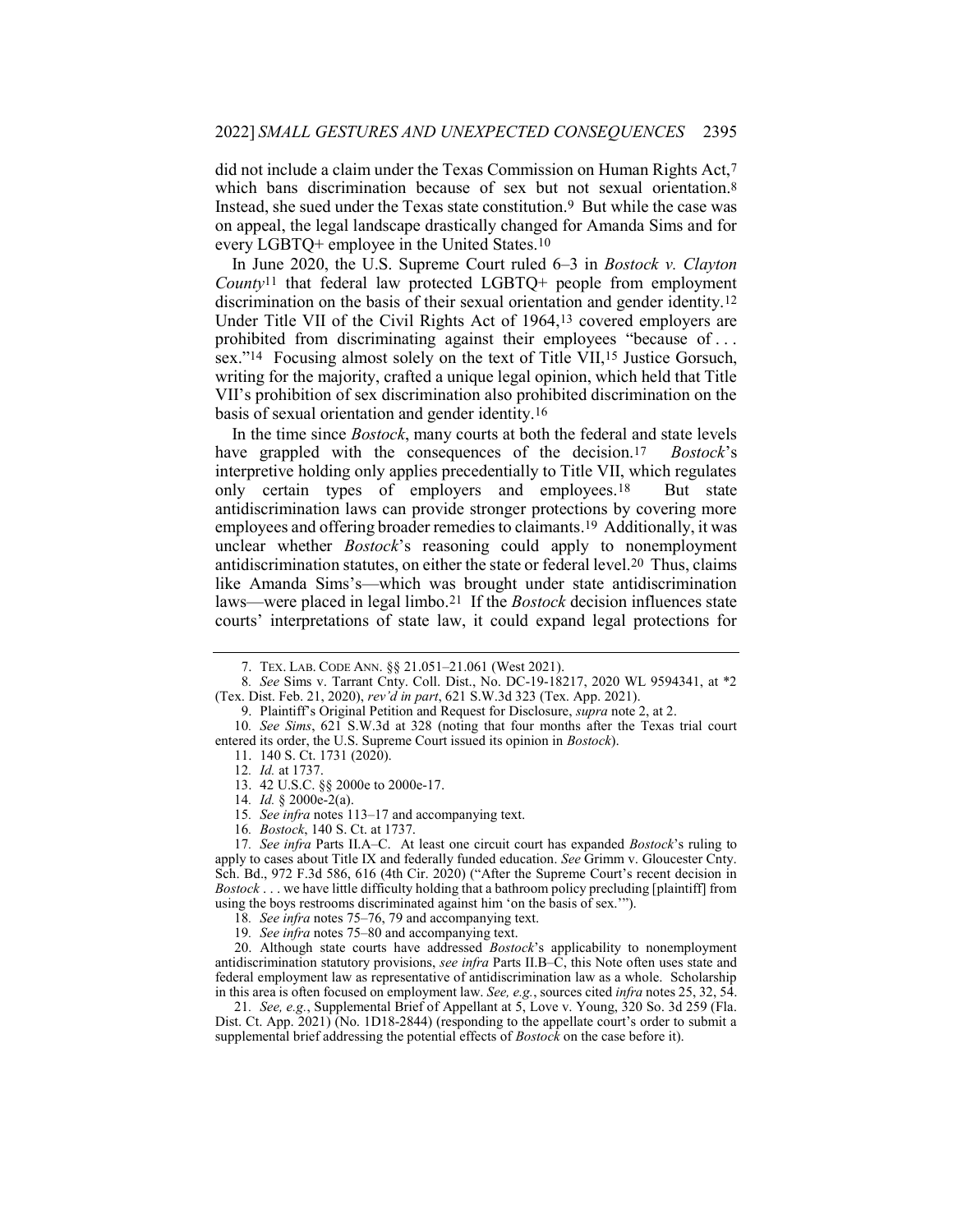did not include a claim under the Texas Commission on Human Rights Act,[7] which bans discrimination because of sex but not sexual orientation.[8] Instead, she sued under the Texas state constitution.[9] But while the case was on appeal, the legal landscape drastically changed for Amanda Sims and for every LGBTQ+ employee in the United States.[10]

In June 2020, the U.S. Supreme Court ruled 6–3 in *Bostock v. Clayton County*[11] that federal law protected LGBTQ+ people from employment discrimination on the basis of their sexual orientation and gender identity.[12] Under Title VII of the Civil Rights Act of 1964,[13] covered employers are prohibited from discriminating against their employees "because of . . . sex."[14] Focusing almost solely on the text of Title VII,[15] Justice Gorsuch, writing for the majority, crafted a unique legal opinion, which held that Title VII's prohibition of sex discrimination also prohibited discrimination on the basis of sexual orientation and gender identity.[16]

In the time since *Bostock*, many courts at both the federal and state levels have grappled with the consequences of the decision.[17] *Bostock*'s interpretive holding only applies precedentially to Title VII, which regulates only certain types of employers and employees.[18] But state antidiscrimination laws can provide stronger protections by covering more employees and offering broader remedies to claimants.[19] Additionally, it was unclear whether *Bostock*'s reasoning could apply to nonemployment antidiscrimination statutes, on either the state or federal level.[20] Thus, claims like Amanda Sims's—which was brought under state antidiscrimination laws—were placed in legal limbo.[21] If the *Bostock* decision influences state courts' interpretations of state law, it could expand legal protections for

---

7. TEX. LAB. CODE ANN. §§ 21.051–21.061 (West 2021).

8. *See* Sims v. Tarrant Cnty. Coll. Dist., No. DC-19-18217, 2020 WL 9594341, at *2 (Tex. Dist. Feb. 21, 2020), *rev'd in part*, 621 S.W.3d 323 (Tex. App. 2021).

9. Plaintiff's Original Petition and Request for Disclosure, *supra* note 2, at 2.

10. *See Sims*, 621 S.W.3d at 328 (noting that four months after the Texas trial court entered its order, the U.S. Supreme Court issued its opinion in *Bostock*).

11. 140 S. Ct. 1731 (2020).

12. *Id.* at 1737.

13. 42 U.S.C. §§ 2000e to 2000e-17.

14. *Id.* § 2000e-2(a).

15. *See infra* notes 113–17 and accompanying text.

16. *Bostock*, 140 S. Ct. at 1737.

17. *See infra* Parts II.A–C. At least one circuit court has expanded *Bostock*'s ruling to apply to cases about Title IX and federally funded education. *See* Grimm v. Gloucester Cnty. Sch. Bd., 972 F.3d 586, 616 (4th Cir. 2020) ("After the Supreme Court's recent decision in *Bostock* . . . we have little difficulty holding that a bathroom policy precluding [plaintiff] from using the boys restrooms discriminated against him 'on the basis of sex.'").

18. *See infra* notes 75–76, 79 and accompanying text.

19. *See infra* notes 75–80 and accompanying text.

20. Although state courts have addressed *Bostock*'s applicability to nonemployment antidiscrimination statutory provisions, *see infra* Parts II.B–C, this Note often uses state and federal employment law as representative of antidiscrimination law as a whole. Scholarship in this area is often focused on employment law. *See, e.g.*, sources cited *infra* notes 25, 32, 54.

21. *See, e.g.*, Supplemental Brief of Appellant at 5, Love v. Young, 320 So. 3d 259 (Fla. Dist. Ct. App. 2021) (No. 1D18-2844) (responding to the appellate court's order to submit a supplemental brief addressing the potential effects of *Bostock* on the case before it).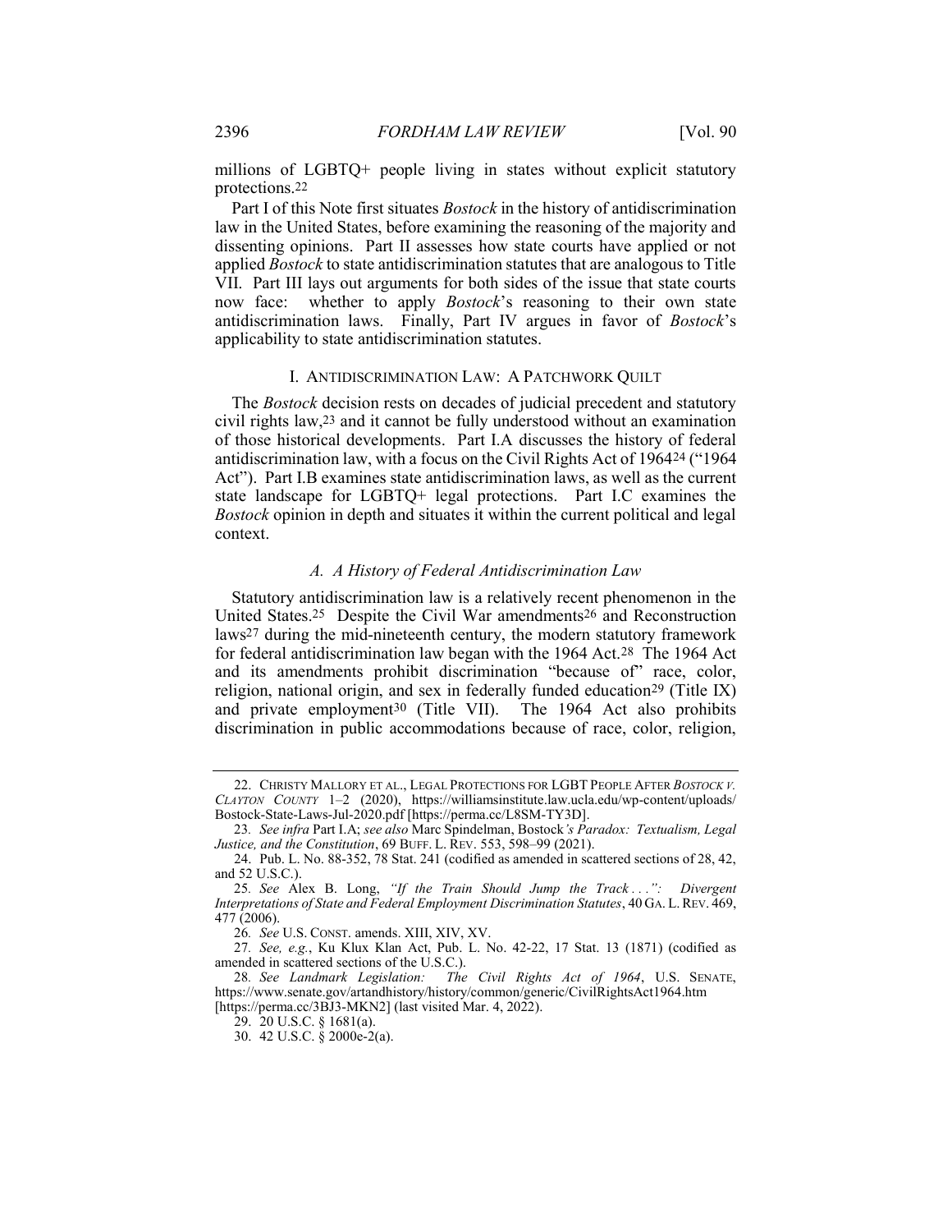millions of LGBTQ+ people living in states without explicit statutory protections.[22]

Part I of this Note first situates *Bostock* in the history of antidiscrimination law in the United States, before examining the reasoning of the majority and dissenting opinions. Part II assesses how state courts have applied or not applied *Bostock* to state antidiscrimination statutes that are analogous to Title VII. Part III lays out arguments for both sides of the issue that state courts now face: whether to apply *Bostock*'s reasoning to their own state antidiscrimination laws. Finally, Part IV argues in favor of *Bostock*'s applicability to state antidiscrimination statutes.

## I. ANTIDISCRIMINATION LAW: A PATCHWORK QUILT

The *Bostock* decision rests on decades of judicial precedent and statutory civil rights law,[23] and it cannot be fully understood without an examination of those historical developments. Part I.A discusses the history of federal antidiscrimination law, with a focus on the Civil Rights Act of 1964[24] ("1964 Act"). Part I.B examines state antidiscrimination laws, as well as the current state landscape for LGBTQ+ legal protections. Part I.C examines the *Bostock* opinion in depth and situates it within the current political and legal context.

### *A. A History of Federal Antidiscrimination Law*

Statutory antidiscrimination law is a relatively recent phenomenon in the United States.[25] Despite the Civil War amendments[26] and Reconstruction laws[27] during the mid-nineteenth century, the modern statutory framework for federal antidiscrimination law began with the 1964 Act.[28] The 1964 Act and its amendments prohibit discrimination "because of" race, color, religion, national origin, and sex in federally funded education[29] (Title IX) and private employment[30] (Title VII). The 1964 Act also prohibits discrimination in public accommodations because of race, color, religion,

---

22. CHRISTY MALLORY ET AL., LEGAL PROTECTIONS FOR LGBT PEOPLE AFTER *BOSTOCK V. CLAYTON COUNTY* 1–2 (2020), https://williamsinstitute.law.ucla.edu/wp-content/uploads/Bostock-State-Laws-Jul-2020.pdf [https://perma.cc/L8SM-TY3D].

23. *See infra* Part I.A; *see also* Marc Spindelman, Bostock*'s Paradox: Textualism, Legal Justice, and the Constitution*, 69 BUFF. L. REV. 553, 598–99 (2021).

24. Pub. L. No. 88-352, 78 Stat. 241 (codified as amended in scattered sections of 28, 42, and 52 U.S.C.).

25. *See* Alex B. Long, *"If the Train Should Jump the Track . . .": Divergent Interpretations of State and Federal Employment Discrimination Statutes*, 40 GA. L. REV. 469, 477 (2006).

26. *See* U.S. CONST. amends. XIII, XIV, XV.

27. *See, e.g.*, Ku Klux Klan Act, Pub. L. No. 42-22, 17 Stat. 13 (1871) (codified as amended in scattered sections of the U.S.C.).

28. *See Landmark Legislation: The Civil Rights Act of 1964*, U.S. SENATE, https://www.senate.gov/artandhistory/history/common/generic/CivilRightsAct1964.htm [https://perma.cc/3BJ3-MKN2] (last visited Mar. 4, 2022).

29. 20 U.S.C. § 1681(a).

30. 42 U.S.C. § 2000e-2(a).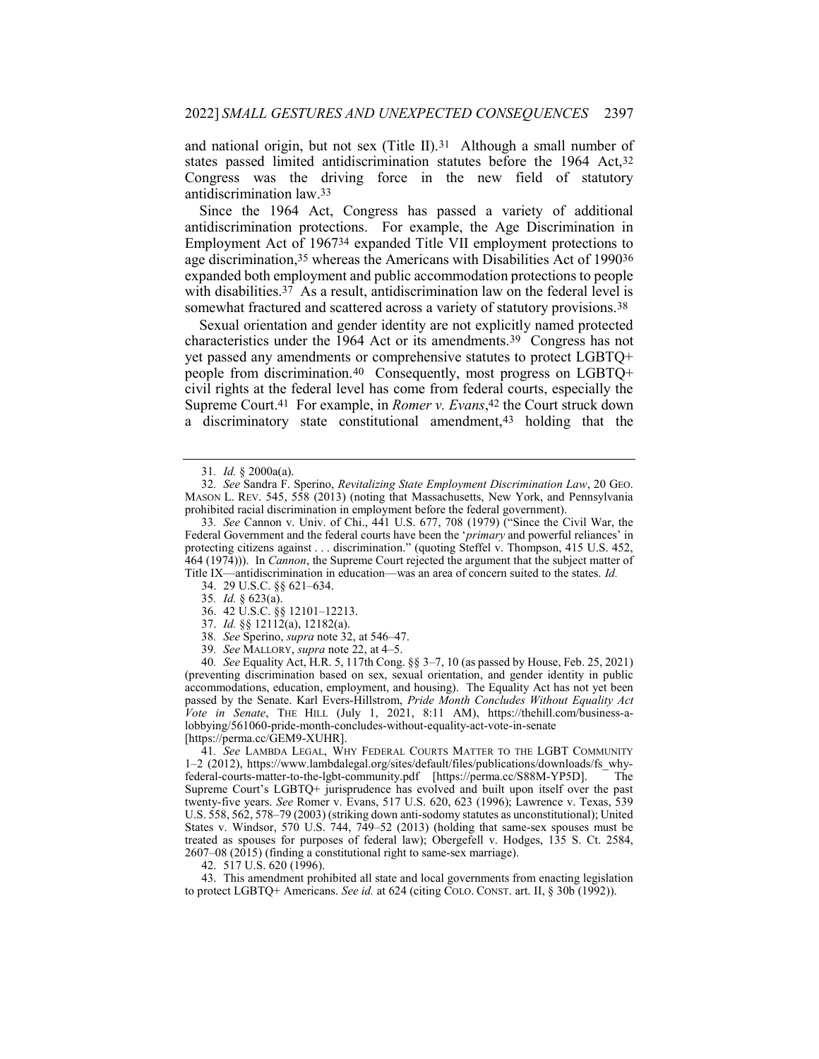and national origin, but not sex (Title II).[31] Although a small number of states passed limited antidiscrimination statutes before the 1964 Act,[32] Congress was the driving force in the new field of statutory antidiscrimination law.[33]

Since the 1964 Act, Congress has passed a variety of additional antidiscrimination protections. For example, the Age Discrimination in Employment Act of 1967[34] expanded Title VII employment protections to age discrimination,[35] whereas the Americans with Disabilities Act of 1990[36] expanded both employment and public accommodation protections to people with disabilities.[37] As a result, antidiscrimination law on the federal level is somewhat fractured and scattered across a variety of statutory provisions.[38]

Sexual orientation and gender identity are not explicitly named protected characteristics under the 1964 Act or its amendments.[39] Congress has not yet passed any amendments or comprehensive statutes to protect LGBTQ+ people from discrimination.[40] Consequently, most progress on LGBTQ+ civil rights at the federal level has come from federal courts, especially the Supreme Court.[41] For example, in *Romer v. Evans*,[42] the Court struck down a discriminatory state constitutional amendment,[43] holding that the

---

31. *Id.* § 2000a(a).

32. *See* Sandra F. Sperino, *Revitalizing State Employment Discrimination Law*, 20 GEO. MASON L. REV. 545, 558 (2013) (noting that Massachusetts, New York, and Pennsylvania prohibited racial discrimination in employment before the federal government).

33. *See* Cannon v. Univ. of Chi., 441 U.S. 677, 708 (1979) ("Since the Civil War, the Federal Government and the federal courts have been the '*primary* and powerful reliances' in protecting citizens against . . . discrimination." (quoting Steffel v. Thompson, 415 U.S. 452, 464 (1974))). In *Cannon*, the Supreme Court rejected the argument that the subject matter of Title IX—antidiscrimination in education—was an area of concern suited to the states. *Id.*

34. 29 U.S.C. §§ 621–634.

35. *Id.* § 623(a).

36. 42 U.S.C. §§ 12101–12213.

37. *Id.* §§ 12112(a), 12182(a).

38. *See* Sperino, *supra* note 32, at 546–47.

39. *See* MALLORY, *supra* note 22, at 4–5.

40. *See* Equality Act, H.R. 5, 117th Cong. §§ 3–7, 10 (as passed by House, Feb. 25, 2021) (preventing discrimination based on sex, sexual orientation, and gender identity in public accommodations, education, employment, and housing). The Equality Act has not yet been passed by the Senate. Karl Evers-Hillstrom, *Pride Month Concludes Without Equality Act Vote in Senate*, THE HILL (July 1, 2021, 8:11 AM), https://thehill.com/business-a-lobbying/561060-pride-month-concludes-without-equality-act-vote-in-senate [https://perma.cc/GEM9-XUHR].

41. *See* LAMBDA LEGAL, WHY FEDERAL COURTS MATTER TO THE LGBT COMMUNITY 1–2 (2012), https://www.lambdalegal.org/sites/default/files/publications/downloads/fs_why-federal-courts-matter-to-the-lgbt-community.pdf [https://perma.cc/S88M-YP5D]. The Supreme Court's LGBTQ+ jurisprudence has evolved and built upon itself over the past twenty-five years. *See* Romer v. Evans, 517 U.S. 620, 623 (1996); Lawrence v. Texas, 539 U.S. 558, 562, 578–79 (2003) (striking down anti-sodomy statutes as unconstitutional); United States v. Windsor, 570 U.S. 744, 749–52 (2013) (holding that same-sex spouses must be treated as spouses for purposes of federal law); Obergefell v. Hodges, 135 S. Ct. 2584, 2607–08 (2015) (finding a constitutional right to same-sex marriage).

42. 517 U.S. 620 (1996).

43. This amendment prohibited all state and local governments from enacting legislation to protect LGBTQ+ Americans. *See id.* at 624 (citing COLO. CONST. art. II, § 30b (1992)).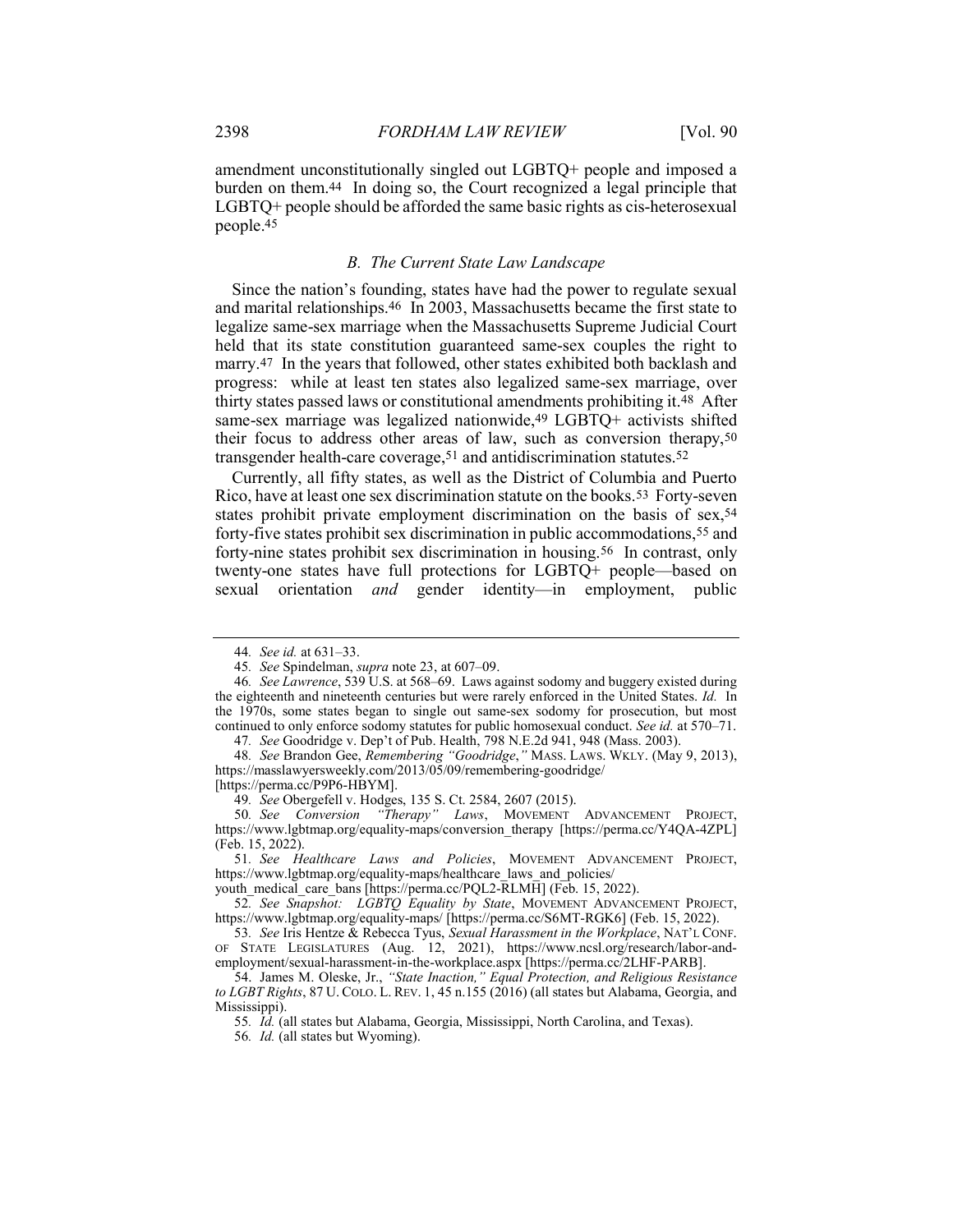amendment unconstitutionally singled out LGBTQ+ people and imposed a burden on them.[44] In doing so, the Court recognized a legal principle that LGBTQ+ people should be afforded the same basic rights as cis-heterosexual people.[45]

### *B. The Current State Law Landscape*

Since the nation's founding, states have had the power to regulate sexual and marital relationships.[46] In 2003, Massachusetts became the first state to legalize same-sex marriage when the Massachusetts Supreme Judicial Court held that its state constitution guaranteed same-sex couples the right to marry.[47] In the years that followed, other states exhibited both backlash and progress: while at least ten states also legalized same-sex marriage, over thirty states passed laws or constitutional amendments prohibiting it.[48] After same-sex marriage was legalized nationwide,[49] LGBTQ+ activists shifted their focus to address other areas of law, such as conversion therapy,[50] transgender health-care coverage,[51] and antidiscrimination statutes.[52]

Currently, all fifty states, as well as the District of Columbia and Puerto Rico, have at least one sex discrimination statute on the books.[53] Forty-seven states prohibit private employment discrimination on the basis of sex,[54] forty-five states prohibit sex discrimination in public accommodations,[55] and forty-nine states prohibit sex discrimination in housing.[56] In contrast, only twenty-one states have full protections for LGBTQ+ people—based on sexual orientation *and* gender identity—in employment, public

---

44. *See id.* at 631–33.

45. *See* Spindelman, *supra* note 23, at 607–09.

46. *See Lawrence*, 539 U.S. at 568–69. Laws against sodomy and buggery existed during the eighteenth and nineteenth centuries but were rarely enforced in the United States. *Id.* In the 1970s, some states began to single out same-sex sodomy for prosecution, but most continued to only enforce sodomy statutes for public homosexual conduct. *See id.* at 570–71.

47. *See* Goodridge v. Dep't of Pub. Health, 798 N.E.2d 941, 948 (Mass. 2003).

48. *See* Brandon Gee, *Remembering "Goodridge*,*"* MASS. LAWS. WKLY. (May 9, 2013), https://masslawyersweekly.com/2013/05/09/remembering-goodridge/ [https://perma.cc/P9P6-HBYM].

49. *See* Obergefell v. Hodges, 135 S. Ct. 2584, 2607 (2015).

50. *See Conversion "Therapy" Laws*, MOVEMENT ADVANCEMENT PROJECT, https://www.lgbtmap.org/equality-maps/conversion_therapy [https://perma.cc/Y4QA-4ZPL] (Feb. 15, 2022).

51. *See Healthcare Laws and Policies*, MOVEMENT ADVANCEMENT PROJECT, https://www.lgbtmap.org/equality-maps/healthcare_laws_and_policies/youth_medical_care_bans [https://perma.cc/PQL2-RLMH] (Feb. 15, 2022).

52. *See Snapshot: LGBTQ Equality by State*, MOVEMENT ADVANCEMENT PROJECT, https://www.lgbtmap.org/equality-maps/ [https://perma.cc/S6MT-RGK6] (Feb. 15, 2022).

53. *See* Iris Hentze & Rebecca Tyus, *Sexual Harassment in the Workplace*, NAT'L CONF. OF STATE LEGISLATURES (Aug. 12, 2021), https://www.ncsl.org/research/labor-and-employment/sexual-harassment-in-the-workplace.aspx [https://perma.cc/2LHF-PARB].

54. James M. Oleske, Jr., *"State Inaction," Equal Protection, and Religious Resistance to LGBT Rights*, 87 U. COLO. L. REV. 1, 45 n.155 (2016) (all states but Alabama, Georgia, and Mississippi).

55. *Id.* (all states but Alabama, Georgia, Mississippi, North Carolina, and Texas).

56. *Id.* (all states but Wyoming).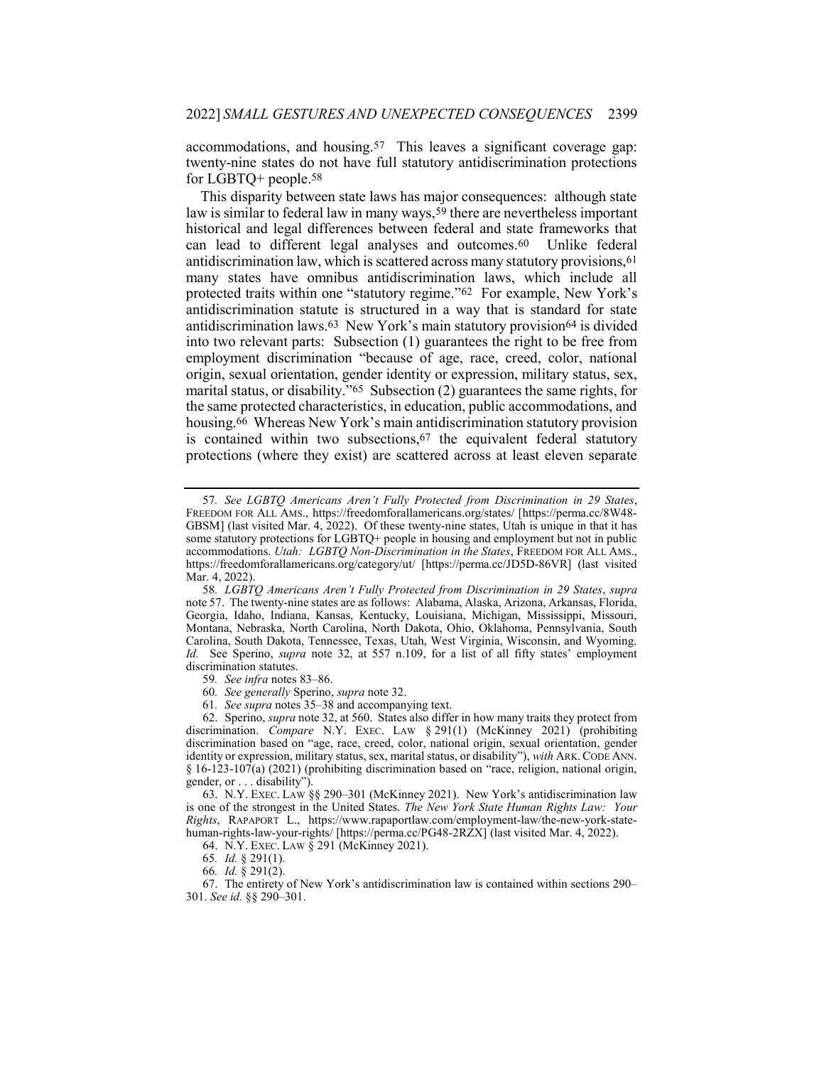accommodations, and housing.[57] This leaves a significant coverage gap: twenty-nine states do not have full statutory antidiscrimination protections for LGBTQ+ people.[58]

This disparity between state laws has major consequences: although state law is similar to federal law in many ways,[59] there are nevertheless important historical and legal differences between federal and state frameworks that can lead to different legal analyses and outcomes.[60] Unlike federal antidiscrimination law, which is scattered across many statutory provisions,[61] many states have omnibus antidiscrimination laws, which include all protected traits within one "statutory regime."[62] For example, New York's antidiscrimination statute is structured in a way that is standard for state antidiscrimination laws.[63] New York's main statutory provision[64] is divided into two relevant parts: Subsection (1) guarantees the right to be free from employment discrimination "because of age, race, creed, color, national origin, sexual orientation, gender identity or expression, military status, sex, marital status, or disability."[65] Subsection (2) guarantees the same rights, for the same protected characteristics, in education, public accommodations, and housing.[66] Whereas New York's main antidiscrimination statutory provision is contained within two subsections,[67] the equivalent federal statutory protections (where they exist) are scattered across at least eleven separate

---

57. *See LGBTQ Americans Aren't Fully Protected from Discrimination in 29 States*, FREEDOM FOR ALL AMS., https://freedomforallamericans.org/states/ [https://perma.cc/8W48-GBSM] (last visited Mar. 4, 2022). Of these twenty-nine states, Utah is unique in that it has some statutory protections for LGBTQ+ people in housing and employment but not in public accommodations. *Utah: LGBTQ Non-Discrimination in the States*, FREEDOM FOR ALL AMS., https://freedomforallamericans.org/category/ut/ [https://perma.cc/JD5D-86VR] (last visited Mar. 4, 2022).

58. *LGBTQ Americans Aren't Fully Protected from Discrimination in 29 States*, *supra* note 57. The twenty-nine states are as follows: Alabama, Alaska, Arizona, Arkansas, Florida, Georgia, Idaho, Indiana, Kansas, Kentucky, Louisiana, Michigan, Mississippi, Missouri, Montana, Nebraska, North Carolina, North Dakota, Ohio, Oklahoma, Pennsylvania, South Carolina, South Dakota, Tennessee, Texas, Utah, West Virginia, Wisconsin, and Wyoming. *Id.* See Sperino, *supra* note 32, at 557 n.109, for a list of all fifty states' employment discrimination statutes.

59. *See infra* notes 83–86.

60. *See generally* Sperino, *supra* note 32.

61. *See supra* notes 35–38 and accompanying text.

62. Sperino, *supra* note 32, at 560. States also differ in how many traits they protect from discrimination. *Compare* N.Y. EXEC. LAW § 291(1) (McKinney 2021) (prohibiting discrimination based on "age, race, creed, color, national origin, sexual orientation, gender identity or expression, military status, sex, marital status, or disability"), *with* ARK. CODE ANN. § 16-123-107(a) (2021) (prohibiting discrimination based on "race, religion, national origin, gender, or . . . disability").

63. N.Y. EXEC. LAW §§ 290–301 (McKinney 2021). New York's antidiscrimination law is one of the strongest in the United States. *The New York State Human Rights Law: Your Rights*, RAPAPORT L., https://www.rapaportlaw.com/employment-law/the-new-york-state-human-rights-law-your-rights/ [https://perma.cc/PG48-2RZX] (last visited Mar. 4, 2022).

64. N.Y. EXEC. LAW § 291 (McKinney 2021).

65. *Id.* § 291(1).

66. *Id.* § 291(2).

67. The entirety of New York's antidiscrimination law is contained within sections 290–301. *See id.* §§ 290–301.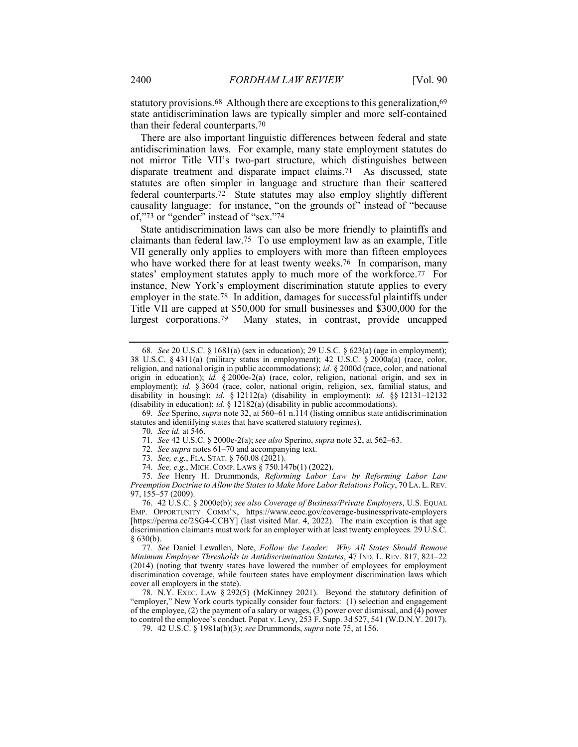statutory provisions.[68] Although there are exceptions to this generalization,[69] state antidiscrimination laws are typically simpler and more self-contained than their federal counterparts.[70]

There are also important linguistic differences between federal and state antidiscrimination laws. For example, many state employment statutes do not mirror Title VII's two-part structure, which distinguishes between disparate treatment and disparate impact claims.[71] As discussed, state statutes are often simpler in language and structure than their scattered federal counterparts.[72] State statutes may also employ slightly different causality language: for instance, "on the grounds of" instead of "because of,"[73] or "gender" instead of "sex."[74]

State antidiscrimination laws can also be more friendly to plaintiffs and claimants than federal law.[75] To use employment law as an example, Title VII generally only applies to employers with more than fifteen employees who have worked there for at least twenty weeks.[76] In comparison, many states' employment statutes apply to much more of the workforce.[77] For instance, New York's employment discrimination statute applies to every employer in the state.[78] In addition, damages for successful plaintiffs under Title VII are capped at $50,000 for small businesses and $300,000 for the largest corporations.[79] Many states, in contrast, provide uncapped

---

68. *See* 20 U.S.C. § 1681(a) (sex in education); 29 U.S.C. § 623(a) (age in employment); 38 U.S.C. § 4311(a) (military status in employment); 42 U.S.C. § 2000a(a) (race, color, religion, and national origin in public accommodations); *id.* § 2000d (race, color, and national origin in education); *id.* § 2000e-2(a) (race, color, religion, national origin, and sex in employment); *id.* § 3604 (race, color, national origin, religion, sex, familial status, and disability in housing); *id.* § 12112(a) (disability in employment); *id.* §§ 12131–12132 (disability in education); *id.* § 12182(a) (disability in public accommodations).

69. *See* Sperino, *supra* note 32, at 560–61 n.114 (listing omnibus state antidiscrimination statutes and identifying states that have scattered statutory regimes).

70. *See id.* at 546.

71. *See* 42 U.S.C. § 2000e-2(a); *see also* Sperino, *supra* note 32, at 562–63.

72. *See supra* notes 61–70 and accompanying text.

73. *See, e.g.*, FLA. STAT. § 760.08 (2021).

74. *See, e.g.*, MICH. COMP. LAWS § 750.147b(1) (2022).

75. *See* Henry H. Drummonds, *Reforming Labor Law by Reforming Labor Law Preemption Doctrine to Allow the States to Make More Labor Relations Policy*, 70 LA. L. REV. 97, 155–57 (2009).

76. 42 U.S.C. § 2000e(b); *see also Coverage of Business/Private Employers*, U.S. EQUAL EMP. OPPORTUNITY COMM'N, https://www.eeoc.gov/coverage-businessprivate-employers [https://perma.cc/2SG4-CCBY] (last visited Mar. 4, 2022). The main exception is that age discrimination claimants must work for an employer with at least twenty employees. 29 U.S.C. § 630(b).

77. *See* Daniel Lewallen, Note, *Follow the Leader: Why All States Should Remove Minimum Employee Thresholds in Antidiscrimination Statutes*, 47 IND. L. REV. 817, 821–22 (2014) (noting that twenty states have lowered the number of employees for employment discrimination coverage, while fourteen states have employment discrimination laws which cover all employers in the state).

78. N.Y. EXEC. LAW § 292(5) (McKinney 2021). Beyond the statutory definition of "employer," New York courts typically consider four factors: (1) selection and engagement of the employee, (2) the payment of a salary or wages, (3) power over dismissal, and (4) power to control the employee's conduct. Popat v. Levy, 253 F. Supp. 3d 527, 541 (W.D.N.Y. 2017).

79. 42 U.S.C. § 1981a(b)(3); *see* Drummonds, *supra* note 75, at 156.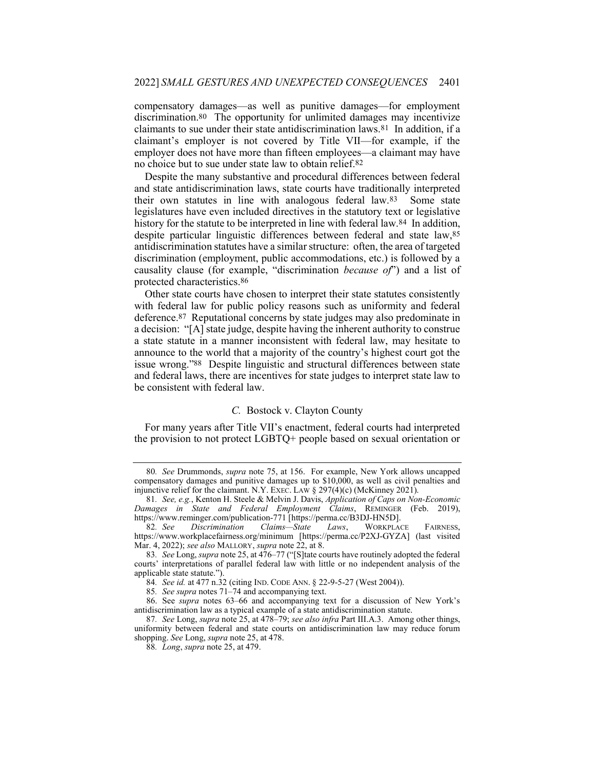compensatory damages—as well as punitive damages—for employment discrimination.[80] The opportunity for unlimited damages may incentivize claimants to sue under their state antidiscrimination laws.[81] In addition, if a claimant's employer is not covered by Title VII—for example, if the employer does not have more than fifteen employees—a claimant may have no choice but to sue under state law to obtain relief.[82]

Despite the many substantive and procedural differences between federal and state antidiscrimination laws, state courts have traditionally interpreted their own statutes in line with analogous federal law.[83] Some state legislatures have even included directives in the statutory text or legislative history for the statute to be interpreted in line with federal law.[84] In addition, despite particular linguistic differences between federal and state law,[85] antidiscrimination statutes have a similar structure: often, the area of targeted discrimination (employment, public accommodations, etc.) is followed by a causality clause (for example, "discrimination *because of*") and a list of protected characteristics.[86]

Other state courts have chosen to interpret their state statutes consistently with federal law for public policy reasons such as uniformity and federal deference.[87] Reputational concerns by state judges may also predominate in a decision: "[A] state judge, despite having the inherent authority to construe a state statute in a manner inconsistent with federal law, may hesitate to announce to the world that a majority of the country's highest court got the issue wrong."[88] Despite linguistic and structural differences between state and federal laws, there are incentives for state judges to interpret state law to be consistent with federal law.

### *C.* Bostock v. Clayton County

For many years after Title VII's enactment, federal courts had interpreted the provision to not protect LGBTQ+ people based on sexual orientation or

---

80. *See* Drummonds, *supra* note 75, at 156. For example, New York allows uncapped compensatory damages and punitive damages up to $10,000, as well as civil penalties and injunctive relief for the claimant. N.Y. EXEC. LAW § 297(4)(c) (McKinney 2021).

81. *See, e.g.*, Kenton H. Steele & Melvin J. Davis, *Application of Caps on Non-Economic Damages in State and Federal Employment Claims*, REMINGER (Feb. 2019), https://www.reminger.com/publication-771 [https://perma.cc/B3DJ-HN5D].

82. *See Discrimination Claims—State Laws*, WORKPLACE FAIRNESS, https://www.workplacefairness.org/minimum [https://perma.cc/P2XJ-GYZA] (last visited Mar. 4, 2022); *see also* MALLORY, *supra* note 22, at 8.

83. *See* Long, *supra* note 25, at 476–77 ("[S]tate courts have routinely adopted the federal courts' interpretations of parallel federal law with little or no independent analysis of the applicable state statute.").

84. *See id.* at 477 n.32 (citing IND. CODE ANN. § 22-9-5-27 (West 2004)).

85. *See supra* notes 71–74 and accompanying text.

86. See *supra* notes 63–66 and accompanying text for a discussion of New York's antidiscrimination law as a typical example of a state antidiscrimination statute.

87. *See* Long, *supra* note 25, at 478–79; *see also infra* Part III.A.3. Among other things, uniformity between federal and state courts on antidiscrimination law may reduce forum shopping. *See* Long, *supra* note 25, at 478.

88. *Long*, *supra* note 25, at 479.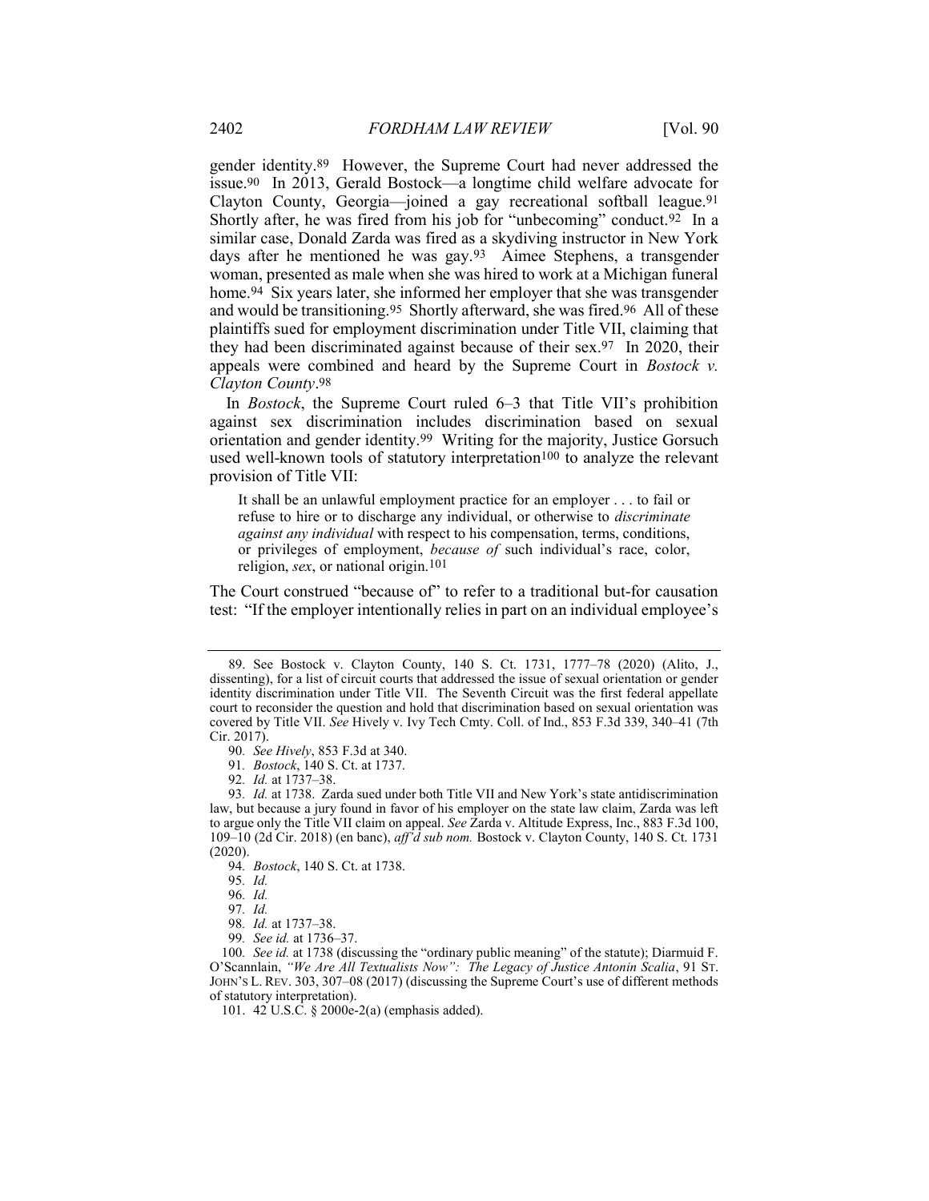gender identity.[89] However, the Supreme Court had never addressed the issue.[90] In 2013, Gerald Bostock—a longtime child welfare advocate for Clayton County, Georgia—joined a gay recreational softball league.[91] Shortly after, he was fired from his job for "unbecoming" conduct.[92] In a similar case, Donald Zarda was fired as a skydiving instructor in New York days after he mentioned he was gay.[93] Aimee Stephens, a transgender woman, presented as male when she was hired to work at a Michigan funeral home.[94] Six years later, she informed her employer that she was transgender and would be transitioning.[95] Shortly afterward, she was fired.[96] All of these plaintiffs sued for employment discrimination under Title VII, claiming that they had been discriminated against because of their sex.[97] In 2020, their appeals were combined and heard by the Supreme Court in *Bostock v. Clayton County*.[98]

In *Bostock*, the Supreme Court ruled 6–3 that Title VII's prohibition against sex discrimination includes discrimination based on sexual orientation and gender identity.[99] Writing for the majority, Justice Gorsuch used well-known tools of statutory interpretation[100] to analyze the relevant provision of Title VII:

> It shall be an unlawful employment practice for an employer . . . to fail or refuse to hire or to discharge any individual, or otherwise to *discriminate against any individual* with respect to his compensation, terms, conditions, or privileges of employment, *because of* such individual's race, color, religion, *sex*, or national origin.[101]

The Court construed "because of" to refer to a traditional but-for causation test: "If the employer intentionally relies in part on an individual employee's

---

89. See Bostock v. Clayton County, 140 S. Ct. 1731, 1777–78 (2020) (Alito, J., dissenting), for a list of circuit courts that addressed the issue of sexual orientation or gender identity discrimination under Title VII. The Seventh Circuit was the first federal appellate court to reconsider the question and hold that discrimination based on sexual orientation was covered by Title VII. *See* Hively v. Ivy Tech Cmty. Coll. of Ind., 853 F.3d 339, 340–41 (7th Cir. 2017).

90. *See Hively*, 853 F.3d at 340.

91. *Bostock*, 140 S. Ct. at 1737.

92. *Id.* at 1737–38.

93. *Id.* at 1738. Zarda sued under both Title VII and New York's state antidiscrimination law, but because a jury found in favor of his employer on the state law claim, Zarda was left to argue only the Title VII claim on appeal. *See* Zarda v. Altitude Express, Inc., 883 F.3d 100, 109–10 (2d Cir. 2018) (en banc), *aff'd sub nom.* Bostock v. Clayton County, 140 S. Ct. 1731 (2020).

94. *Bostock*, 140 S. Ct. at 1738.

95. *Id.*

96. *Id.*

97. *Id.*

98. *Id.* at 1737–38.

99. *See id.* at 1736–37.

100. *See id.* at 1738 (discussing the "ordinary public meaning" of the statute); Diarmuid F. O'Scannlain, *"We Are All Textualists Now": The Legacy of Justice Antonin Scalia*, 91 ST. JOHN'S L. REV. 303, 307–08 (2017) (discussing the Supreme Court's use of different methods of statutory interpretation).

101. 42 U.S.C. § 2000e-2(a) (emphasis added).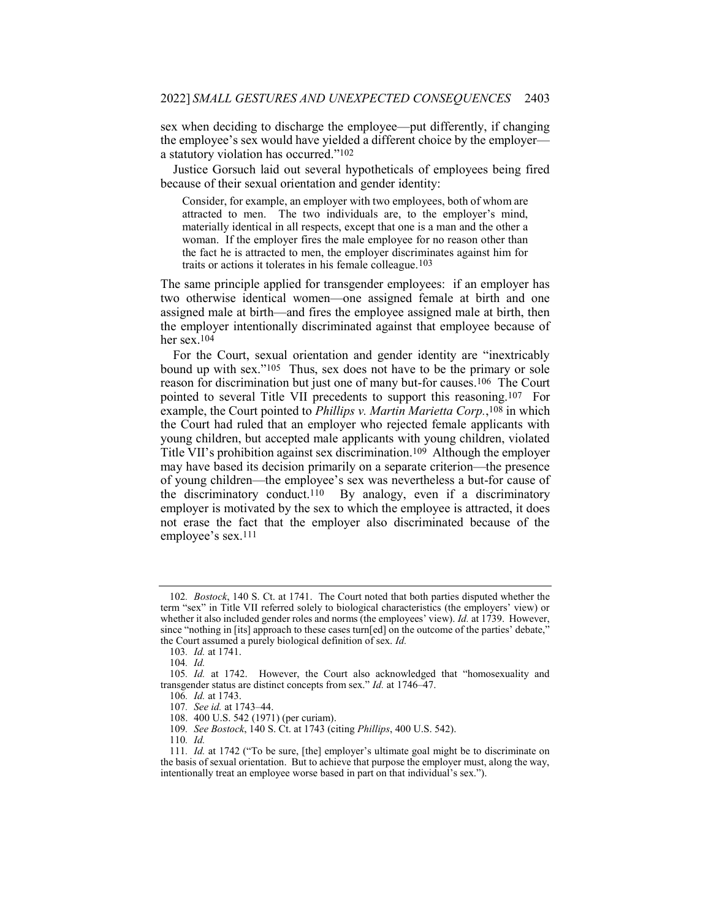sex when deciding to discharge the employee—put differently, if changing the employee's sex would have yielded a different choice by the employer—a statutory violation has occurred."[102]

Justice Gorsuch laid out several hypotheticals of employees being fired because of their sexual orientation and gender identity:

> Consider, for example, an employer with two employees, both of whom are attracted to men. The two individuals are, to the employer's mind, materially identical in all respects, except that one is a man and the other a woman. If the employer fires the male employee for no reason other than the fact he is attracted to men, the employer discriminates against him for traits or actions it tolerates in his female colleague.[103]

The same principle applied for transgender employees: if an employer has two otherwise identical women—one assigned female at birth and one assigned male at birth—and fires the employee assigned male at birth, then the employer intentionally discriminated against that employee because of her sex.[104]

For the Court, sexual orientation and gender identity are "inextricably bound up with sex."[105] Thus, sex does not have to be the primary or sole reason for discrimination but just one of many but-for causes.[106] The Court pointed to several Title VII precedents to support this reasoning.[107] For example, the Court pointed to *Phillips v. Martin Marietta Corp.*,[108] in which the Court had ruled that an employer who rejected female applicants with young children, but accepted male applicants with young children, violated Title VII's prohibition against sex discrimination.[109] Although the employer may have based its decision primarily on a separate criterion—the presence of young children—the employee's sex was nevertheless a but-for cause of the discriminatory conduct.[110] By analogy, even if a discriminatory employer is motivated by the sex to which the employee is attracted, it does not erase the fact that the employer also discriminated because of the employee's sex.[111]

---

102. *Bostock*, 140 S. Ct. at 1741. The Court noted that both parties disputed whether the term "sex" in Title VII referred solely to biological characteristics (the employers' view) or whether it also included gender roles and norms (the employees' view). *Id.* at 1739. However, since "nothing in [its] approach to these cases turn[ed] on the outcome of the parties' debate," the Court assumed a purely biological definition of sex. *Id.*

103. *Id.* at 1741.

104. *Id.*

105. *Id.* at 1742. However, the Court also acknowledged that "homosexuality and transgender status are distinct concepts from sex." *Id.* at 1746–47.

106. *Id.* at 1743.

107. *See id.* at 1743–44.

108. 400 U.S. 542 (1971) (per curiam).

109. *See Bostock*, 140 S. Ct. at 1743 (citing *Phillips*, 400 U.S. 542).

110. *Id.*

111. *Id.* at 1742 ("To be sure, [the] employer's ultimate goal might be to discriminate on the basis of sexual orientation. But to achieve that purpose the employer must, along the way, intentionally treat an employee worse based in part on that individual's sex.").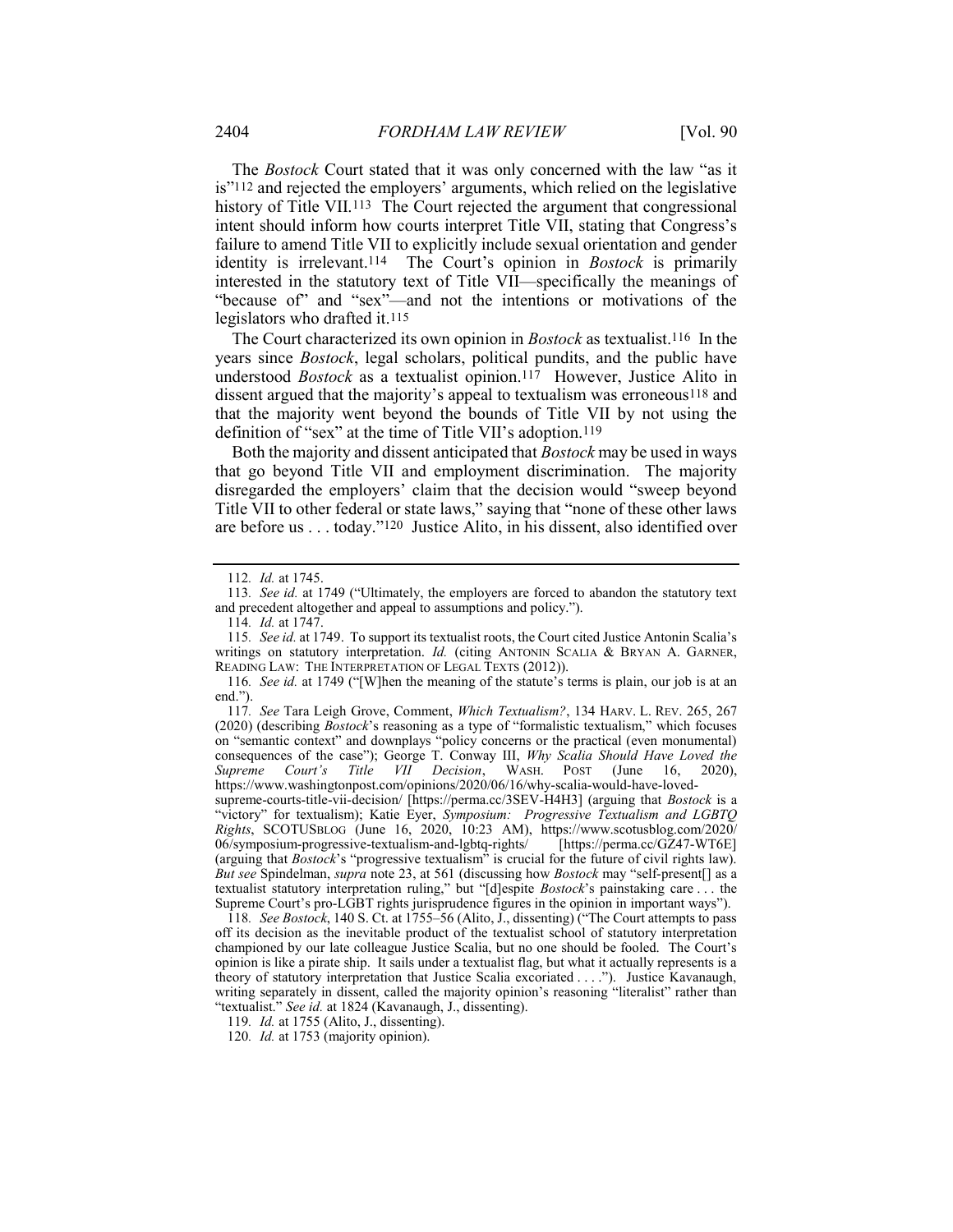The *Bostock* Court stated that it was only concerned with the law "as it is"[112] and rejected the employers' arguments, which relied on the legislative history of Title VII.[113] The Court rejected the argument that congressional intent should inform how courts interpret Title VII, stating that Congress's failure to amend Title VII to explicitly include sexual orientation and gender identity is irrelevant.[114] The Court's opinion in *Bostock* is primarily interested in the statutory text of Title VII—specifically the meanings of "because of" and "sex"—and not the intentions or motivations of the legislators who drafted it.[115]

The Court characterized its own opinion in *Bostock* as textualist.[116] In the years since *Bostock*, legal scholars, political pundits, and the public have understood *Bostock* as a textualist opinion.[117] However, Justice Alito in dissent argued that the majority's appeal to textualism was erroneous[118] and that the majority went beyond the bounds of Title VII by not using the definition of "sex" at the time of Title VII's adoption.[119]

Both the majority and dissent anticipated that *Bostock* may be used in ways that go beyond Title VII and employment discrimination. The majority disregarded the employers' claim that the decision would "sweep beyond Title VII to other federal or state laws," saying that "none of these other laws are before us . . . today."[120] Justice Alito, in his dissent, also identified over

---

112. *Id.* at 1745.

113. *See id.* at 1749 ("Ultimately, the employers are forced to abandon the statutory text and precedent altogether and appeal to assumptions and policy.").

114. *Id.* at 1747.

115. *See id.* at 1749. To support its textualist roots, the Court cited Justice Antonin Scalia's writings on statutory interpretation. *Id.* (citing ANTONIN SCALIA & BRYAN A. GARNER, READING LAW: THE INTERPRETATION OF LEGAL TEXTS (2012)).

116. *See id.* at 1749 ("[W]hen the meaning of the statute's terms is plain, our job is at an end.").

117. *See* Tara Leigh Grove, Comment, *Which Textualism?*, 134 HARV. L. REV. 265, 267 (2020) (describing *Bostock*'s reasoning as a type of "formalistic textualism," which focuses on "semantic context" and downplays "policy concerns or the practical (even monumental) consequences of the case"); George T. Conway III, *Why Scalia Should Have Loved the Supreme Court's Title VII Decision*, WASH. POST (June 16, 2020), https://www.washingtonpost.com/opinions/2020/06/16/why-scalia-would-have-loved-supreme-courts-title-vii-decision/ [https://perma.cc/3SEV-H4H3] (arguing that *Bostock* is a "victory" for textualism); Katie Eyer, *Symposium: Progressive Textualism and LGBTQ Rights*, SCOTUSBLOG (June 16, 2020, 10:23 AM), https://www.scotusblog.com/2020/06/symposium-progressive-textualism-and-lgbtq-rights/ [https://perma.cc/GZ47-WT6E] (arguing that *Bostock*'s "progressive textualism" is crucial for the future of civil rights law). *But see* Spindelman, *supra* note 23, at 561 (discussing how *Bostock* may "self-present[] as a textualist statutory interpretation ruling," but "[d]espite *Bostock*'s painstaking care . . . the Supreme Court's pro-LGBT rights jurisprudence figures in the opinion in important ways").

118. *See Bostock*, 140 S. Ct. at 1755–56 (Alito, J., dissenting) ("The Court attempts to pass off its decision as the inevitable product of the textualist school of statutory interpretation championed by our late colleague Justice Scalia, but no one should be fooled. The Court's opinion is like a pirate ship. It sails under a textualist flag, but what it actually represents is a theory of statutory interpretation that Justice Scalia excoriated . . . ."). Justice Kavanaugh, writing separately in dissent, called the majority opinion's reasoning "literalist" rather than "textualist." *See id.* at 1824 (Kavanaugh, J., dissenting).

119. *Id.* at 1755 (Alito, J., dissenting).

120. *Id.* at 1753 (majority opinion).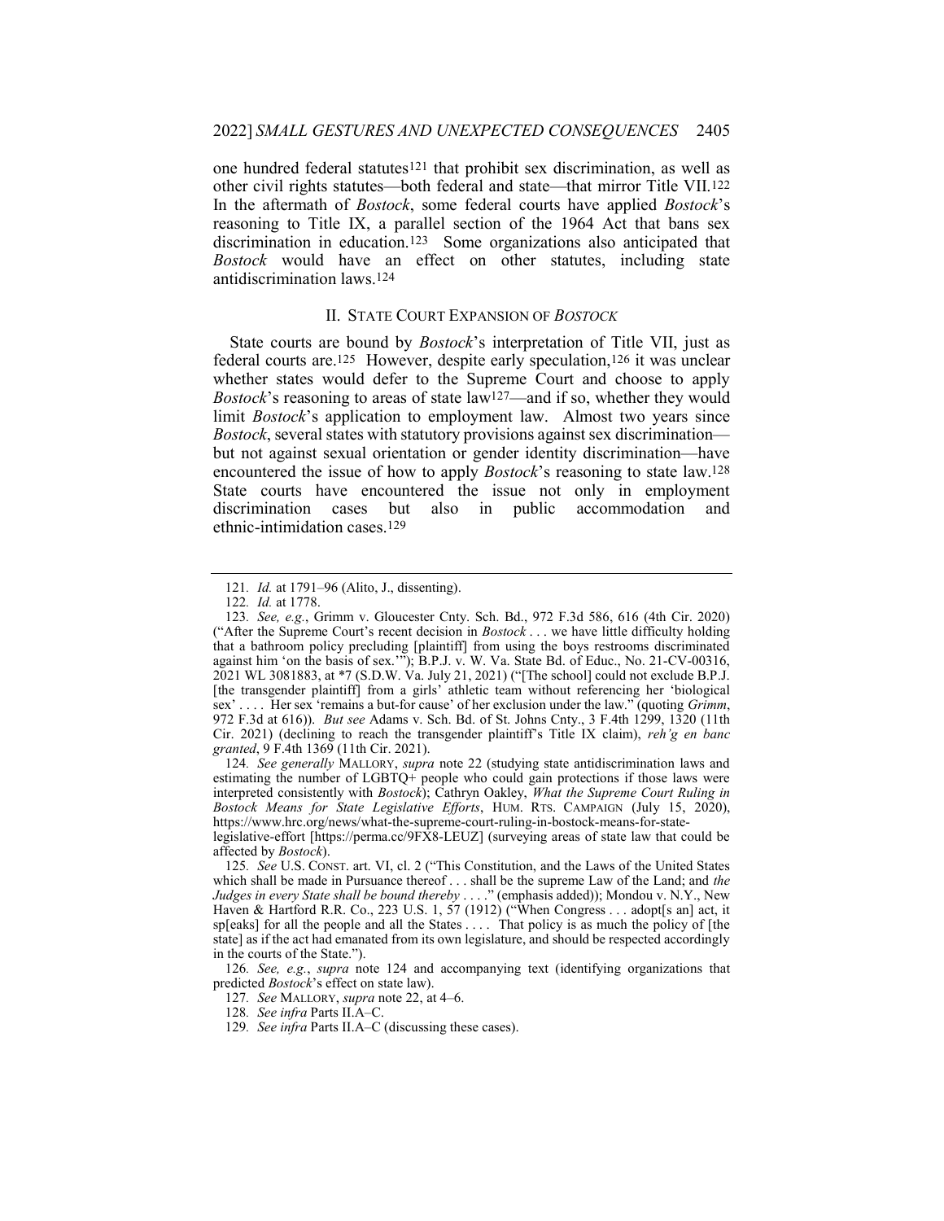one hundred federal statutes[121] that prohibit sex discrimination, as well as other civil rights statutes—both federal and state—that mirror Title VII.[122] In the aftermath of *Bostock*, some federal courts have applied *Bostock*'s reasoning to Title IX, a parallel section of the 1964 Act that bans sex discrimination in education.[123] Some organizations also anticipated that *Bostock* would have an effect on other statutes, including state antidiscrimination laws.[124]

## II. STATE COURT EXPANSION OF *BOSTOCK*

State courts are bound by *Bostock*'s interpretation of Title VII, just as federal courts are.[125] However, despite early speculation,[126] it was unclear whether states would defer to the Supreme Court and choose to apply *Bostock*'s reasoning to areas of state law[127]—and if so, whether they would limit *Bostock*'s application to employment law. Almost two years since *Bostock*, several states with statutory provisions against sex discrimination—but not against sexual orientation or gender identity discrimination—have encountered the issue of how to apply *Bostock*'s reasoning to state law.[128] State courts have encountered the issue not only in employment discrimination cases but also in public accommodation and ethnic-intimidation cases.[129]

---

121. *Id.* at 1791–96 (Alito, J., dissenting).

122. *Id.* at 1778.

123. *See, e.g.*, Grimm v. Gloucester Cnty. Sch. Bd., 972 F.3d 586, 616 (4th Cir. 2020) ("After the Supreme Court's recent decision in *Bostock* . . . we have little difficulty holding that a bathroom policy precluding [plaintiff] from using the boys restrooms discriminated against him 'on the basis of sex.'"); B.P.J. v. W. Va. State Bd. of Educ., No. 21-CV-00316, 2021 WL 3081883, at *7 (S.D.W. Va. July 21, 2021) ("[The school] could not exclude B.P.J. [the transgender plaintiff] from a girls' athletic team without referencing her 'biological sex' . . . . Her sex 'remains a but-for cause' of her exclusion under the law." (quoting *Grimm*, 972 F.3d at 616)). *But see* Adams v. Sch. Bd. of St. Johns Cnty., 3 F.4th 1299, 1320 (11th Cir. 2021) (declining to reach the transgender plaintiff's Title IX claim), *reh'g en banc granted*, 9 F.4th 1369 (11th Cir. 2021).

124. *See generally* MALLORY, *supra* note 22 (studying state antidiscrimination laws and estimating the number of LGBTQ+ people who could gain protections if those laws were interpreted consistently with *Bostock*); Cathryn Oakley, *What the Supreme Court Ruling in Bostock Means for State Legislative Efforts*, HUM. RTS. CAMPAIGN (July 15, 2020), https://www.hrc.org/news/what-the-supreme-court-ruling-in-bostock-means-for-state-legislative-effort [https://perma.cc/9FX8-LEUZ] (surveying areas of state law that could be affected by *Bostock*).

125. *See* U.S. CONST. art. VI, cl. 2 ("This Constitution, and the Laws of the United States which shall be made in Pursuance thereof . . . shall be the supreme Law of the Land; and *the Judges in every State shall be bound thereby* . . . ." (emphasis added)); Mondou v. N.Y., New Haven & Hartford R.R. Co., 223 U.S. 1, 57 (1912) ("When Congress . . . adopt[s an] act, it sp[eaks] for all the people and all the States . . . . That policy is as much the policy of [the state] as if the act had emanated from its own legislature, and should be respected accordingly in the courts of the State.").

126. *See, e.g.*, *supra* note 124 and accompanying text (identifying organizations that predicted *Bostock*'s effect on state law).

127. *See* MALLORY, *supra* note 22, at 4–6.

128. *See infra* Parts II.A–C.

129. *See infra* Parts II.A–C (discussing these cases).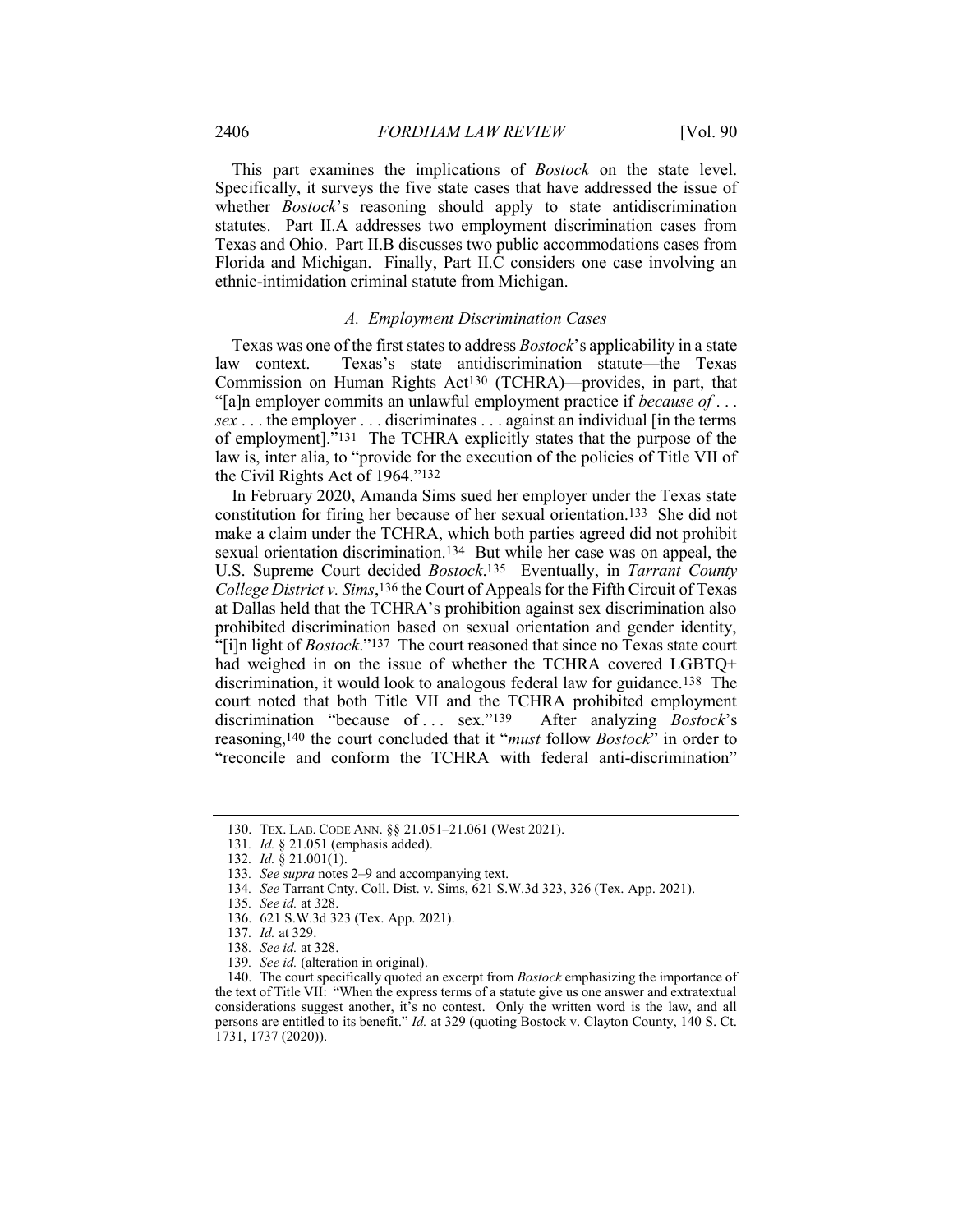This part examines the implications of *Bostock* on the state level. Specifically, it surveys the five state cases that have addressed the issue of whether *Bostock*'s reasoning should apply to state antidiscrimination statutes. Part II.A addresses two employment discrimination cases from Texas and Ohio. Part II.B discusses two public accommodations cases from Florida and Michigan. Finally, Part II.C considers one case involving an ethnic-intimidation criminal statute from Michigan.

### *A. Employment Discrimination Cases*

Texas was one of the first states to address *Bostock*'s applicability in a state law context. Texas's state antidiscrimination statute—the Texas Commission on Human Rights Act[130] (TCHRA)—provides, in part, that "[a]n employer commits an unlawful employment practice if *because of . . . sex* . . . the employer . . . discriminates . . . against an individual [in the terms of employment]."[131] The TCHRA explicitly states that the purpose of the law is, inter alia, to "provide for the execution of the policies of Title VII of the Civil Rights Act of 1964."[132]

In February 2020, Amanda Sims sued her employer under the Texas state constitution for firing her because of her sexual orientation.[133] She did not make a claim under the TCHRA, which both parties agreed did not prohibit sexual orientation discrimination.[134] But while her case was on appeal, the U.S. Supreme Court decided *Bostock*.[135] Eventually, in *Tarrant County College District v. Sims*,[136] the Court of Appeals for the Fifth Circuit of Texas at Dallas held that the TCHRA's prohibition against sex discrimination also prohibited discrimination based on sexual orientation and gender identity, "[i]n light of *Bostock*."[137] The court reasoned that since no Texas state court had weighed in on the issue of whether the TCHRA covered LGBTQ+ discrimination, it would look to analogous federal law for guidance.[138] The court noted that both Title VII and the TCHRA prohibited employment discrimination "because of . . . sex."[139] After analyzing *Bostock*'s reasoning,[140] the court concluded that it "*must* follow *Bostock*" in order to "reconcile and conform the TCHRA with federal anti-discrimination"

---

130. TEX. LAB. CODE ANN. §§ 21.051–21.061 (West 2021).

131. *Id.* § 21.051 (emphasis added).

132. *Id.* § 21.001(1).

133. *See supra* notes 2–9 and accompanying text.

134. *See* Tarrant Cnty. Coll. Dist. v. Sims, 621 S.W.3d 323, 326 (Tex. App. 2021).

135. *See id.* at 328.

136. 621 S.W.3d 323 (Tex. App. 2021).

137. *Id.* at 329.

138. *See id.* at 328.

139. *See id.* (alteration in original).

140. The court specifically quoted an excerpt from *Bostock* emphasizing the importance of the text of Title VII: "When the express terms of a statute give us one answer and extratextual considerations suggest another, it's no contest. Only the written word is the law, and all persons are entitled to its benefit." *Id.* at 329 (quoting Bostock v. Clayton County, 140 S. Ct. 1731, 1737 (2020)).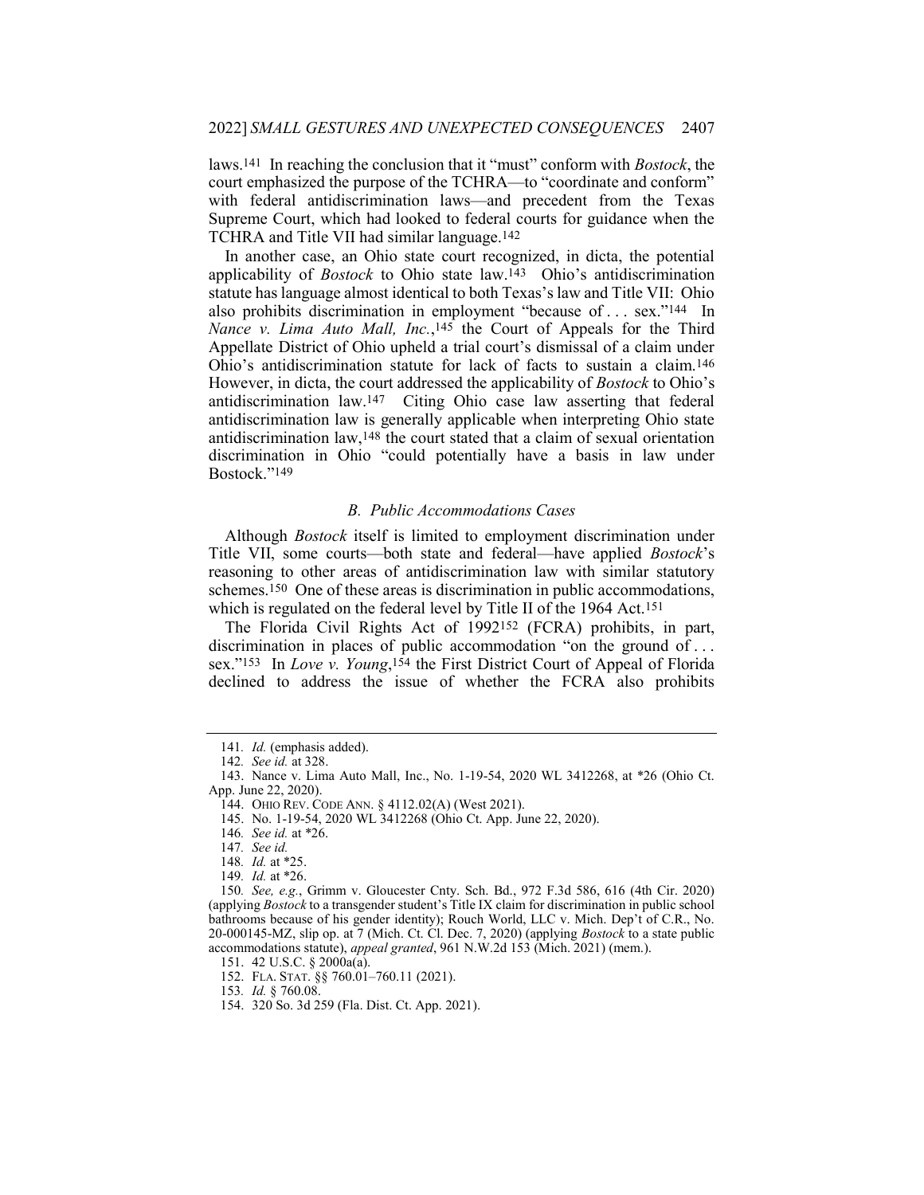laws.[141] In reaching the conclusion that it "must" conform with *Bostock*, the court emphasized the purpose of the TCHRA—to "coordinate and conform" with federal antidiscrimination laws—and precedent from the Texas Supreme Court, which had looked to federal courts for guidance when the TCHRA and Title VII had similar language.[142]

In another case, an Ohio state court recognized, in dicta, the potential applicability of *Bostock* to Ohio state law.[143] Ohio's antidiscrimination statute has language almost identical to both Texas's law and Title VII: Ohio also prohibits discrimination in employment "because of . . . sex."[144] In *Nance v. Lima Auto Mall, Inc.*,[145] the Court of Appeals for the Third Appellate District of Ohio upheld a trial court's dismissal of a claim under Ohio's antidiscrimination statute for lack of facts to sustain a claim.[146] However, in dicta, the court addressed the applicability of *Bostock* to Ohio's antidiscrimination law.[147] Citing Ohio case law asserting that federal antidiscrimination law is generally applicable when interpreting Ohio state antidiscrimination law,[148] the court stated that a claim of sexual orientation discrimination in Ohio "could potentially have a basis in law under Bostock."[149]

### *B. Public Accommodations Cases*

Although *Bostock* itself is limited to employment discrimination under Title VII, some courts—both state and federal—have applied *Bostock*'s reasoning to other areas of antidiscrimination law with similar statutory schemes.[150] One of these areas is discrimination in public accommodations, which is regulated on the federal level by Title II of the 1964 Act.[151]

The Florida Civil Rights Act of 1992[152] (FCRA) prohibits, in part, discrimination in places of public accommodation "on the ground of . . . sex."[153] In *Love v. Young*,[154] the First District Court of Appeal of Florida declined to address the issue of whether the FCRA also prohibits

---

141. *Id.* (emphasis added).

142. *See id.* at 328.

143. Nance v. Lima Auto Mall, Inc., No. 1-19-54, 2020 WL 3412268, at *26 (Ohio Ct. App. June 22, 2020).

144. OHIO REV. CODE ANN. § 4112.02(A) (West 2021).

145. No. 1-19-54, 2020 WL 3412268 (Ohio Ct. App. June 22, 2020).

146. *See id.* at *26.

147. *See id.*

148. *Id.* at *25.

149. *Id.* at *26.

150. *See, e.g.*, Grimm v. Gloucester Cnty. Sch. Bd., 972 F.3d 586, 616 (4th Cir. 2020) (applying *Bostock* to a transgender student's Title IX claim for discrimination in public school bathrooms because of his gender identity); Rouch World, LLC v. Mich. Dep't of C.R., No. 20-000145-MZ, slip op. at 7 (Mich. Ct. Cl. Dec. 7, 2020) (applying *Bostock* to a state public accommodations statute), *appeal granted*, 961 N.W.2d 153 (Mich. 2021) (mem.).

151. 42 U.S.C. § 2000a(a).

152. FLA. STAT. §§ 760.01–760.11 (2021).

153. *Id.* § 760.08.

154. 320 So. 3d 259 (Fla. Dist. Ct. App. 2021).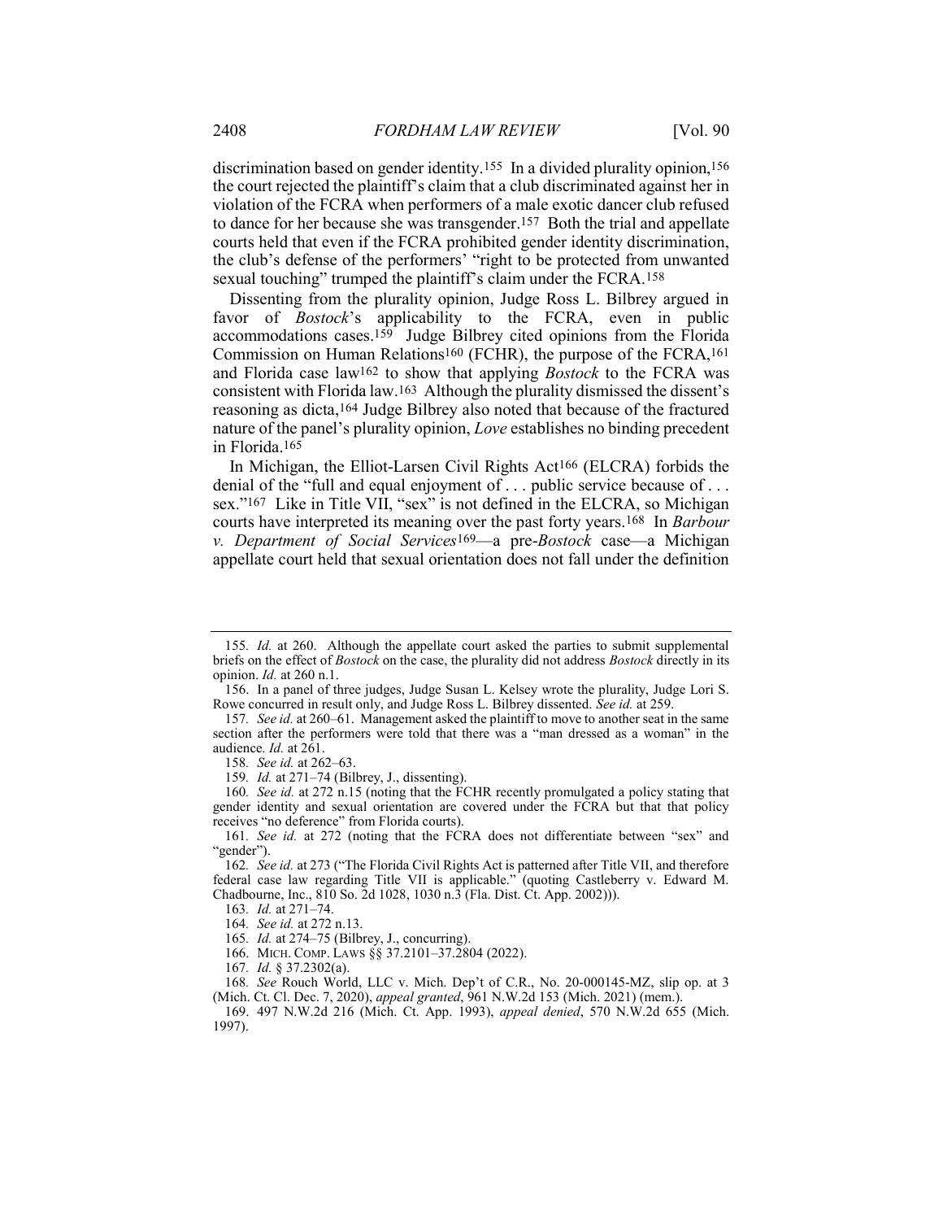discrimination based on gender identity.[155] In a divided plurality opinion,[156] the court rejected the plaintiff's claim that a club discriminated against her in violation of the FCRA when performers of a male exotic dancer club refused to dance for her because she was transgender.[157] Both the trial and appellate courts held that even if the FCRA prohibited gender identity discrimination, the club's defense of the performers' "right to be protected from unwanted sexual touching" trumped the plaintiff's claim under the FCRA.[158]

Dissenting from the plurality opinion, Judge Ross L. Bilbrey argued in favor of *Bostock*'s applicability to the FCRA, even in public accommodations cases.[159] Judge Bilbrey cited opinions from the Florida Commission on Human Relations[160] (FCHR), the purpose of the FCRA,[161] and Florida case law[162] to show that applying *Bostock* to the FCRA was consistent with Florida law.[163] Although the plurality dismissed the dissent's reasoning as dicta,[164] Judge Bilbrey also noted that because of the fractured nature of the panel's plurality opinion, *Love* establishes no binding precedent in Florida.[165]

In Michigan, the Elliot-Larsen Civil Rights Act[166] (ELCRA) forbids the denial of the "full and equal enjoyment of . . . public service because of . . . sex."[167] Like in Title VII, "sex" is not defined in the ELCRA, so Michigan courts have interpreted its meaning over the past forty years.[168] In *Barbour v. Department of Social Services*[169]—a pre-*Bostock* case—a Michigan appellate court held that sexual orientation does not fall under the definition

---

155. *Id.* at 260. Although the appellate court asked the parties to submit supplemental briefs on the effect of *Bostock* on the case, the plurality did not address *Bostock* directly in its opinion. *Id.* at 260 n.1.

156. In a panel of three judges, Judge Susan L. Kelsey wrote the plurality, Judge Lori S. Rowe concurred in result only, and Judge Ross L. Bilbrey dissented. *See id.* at 259.

157. *See id.* at 260–61. Management asked the plaintiff to move to another seat in the same section after the performers were told that there was a "man dressed as a woman" in the audience. *Id.* at 261.

158. *See id.* at 262–63.

159. *Id.* at 271–74 (Bilbrey, J., dissenting).

160. *See id.* at 272 n.15 (noting that the FCHR recently promulgated a policy stating that gender identity and sexual orientation are covered under the FCRA but that that policy receives "no deference" from Florida courts).

161. *See id.* at 272 (noting that the FCRA does not differentiate between "sex" and "gender").

162. *See id.* at 273 ("The Florida Civil Rights Act is patterned after Title VII, and therefore federal case law regarding Title VII is applicable." (quoting Castleberry v. Edward M. Chadbourne, Inc., 810 So. 2d 1028, 1030 n.3 (Fla. Dist. Ct. App. 2002))).

163. *Id.* at 271–74.

164. *See id.* at 272 n.13.

165. *Id.* at 274–75 (Bilbrey, J., concurring).

166. MICH. COMP. LAWS §§ 37.2101–37.2804 (2022).

167. *Id.* § 37.2302(a).

168. *See* Rouch World, LLC v. Mich. Dep't of C.R., No. 20-000145-MZ, slip op. at 3 (Mich. Ct. Cl. Dec. 7, 2020), *appeal granted*, 961 N.W.2d 153 (Mich. 2021) (mem.).

169. 497 N.W.2d 216 (Mich. Ct. App. 1993), *appeal denied*, 570 N.W.2d 655 (Mich. 1997).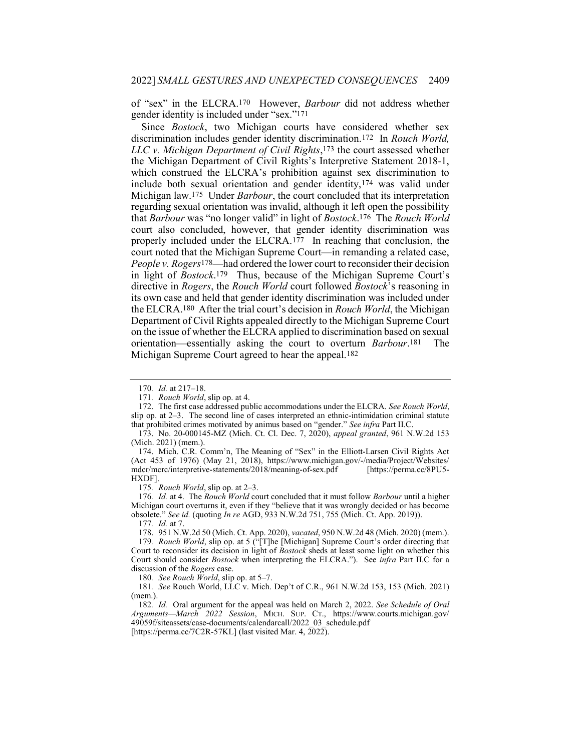of "sex" in the ELCRA.[170] However, *Barbour* did not address whether gender identity is included under "sex."[171]

Since *Bostock*, two Michigan courts have considered whether sex discrimination includes gender identity discrimination.[172] In *Rouch World, LLC v. Michigan Department of Civil Rights*,[173] the court assessed whether the Michigan Department of Civil Rights's Interpretive Statement 2018-1, which construed the ELCRA's prohibition against sex discrimination to include both sexual orientation and gender identity,[174] was valid under Michigan law.[175] Under *Barbour*, the court concluded that its interpretation regarding sexual orientation was invalid, although it left open the possibility that *Barbour* was "no longer valid" in light of *Bostock*.[176] The *Rouch World* court also concluded, however, that gender identity discrimination was properly included under the ELCRA.[177] In reaching that conclusion, the court noted that the Michigan Supreme Court—in remanding a related case, *People v. Rogers*[178]—had ordered the lower court to reconsider their decision in light of *Bostock*.[179] Thus, because of the Michigan Supreme Court's directive in *Rogers*, the *Rouch World* court followed *Bostock*'s reasoning in its own case and held that gender identity discrimination was included under the ELCRA.[180] After the trial court's decision in *Rouch World*, the Michigan Department of Civil Rights appealed directly to the Michigan Supreme Court on the issue of whether the ELCRA applied to discrimination based on sexual orientation—essentially asking the court to overturn *Barbour*.[181] The Michigan Supreme Court agreed to hear the appeal.[182]

---

170. *Id.* at 217–18.

171. *Rouch World*, slip op. at 4.

172. The first case addressed public accommodations under the ELCRA. *See Rouch World*, slip op. at 2–3. The second line of cases interpreted an ethnic-intimidation criminal statute that prohibited crimes motivated by animus based on "gender." *See infra* Part II.C.

173. No. 20-000145-MZ (Mich. Ct. Cl. Dec. 7, 2020), *appeal granted*, 961 N.W.2d 153 (Mich. 2021) (mem.).

174. Mich. C.R. Comm'n, The Meaning of "Sex" in the Elliott-Larsen Civil Rights Act (Act 453 of 1976) (May 21, 2018), https://www.michigan.gov/-/media/Project/Websites/mdcr/mcrc/interpretive-statements/2018/meaning-of-sex.pdf [https://perma.cc/8PU5-HXDF].

175. *Rouch World*, slip op. at 2–3.

176. *Id.* at 4. The *Rouch World* court concluded that it must follow *Barbour* until a higher Michigan court overturns it, even if they "believe that it was wrongly decided or has become obsolete." *See id.* (quoting *In re* AGD, 933 N.W.2d 751, 755 (Mich. Ct. App. 2019)).

177. *Id.* at 7.

178. 951 N.W.2d 50 (Mich. Ct. App. 2020), *vacated*, 950 N.W.2d 48 (Mich. 2020) (mem.).

179. *Rouch World*, slip op. at 5 ("[T]he [Michigan] Supreme Court's order directing that Court to reconsider its decision in light of *Bostock* sheds at least some light on whether this Court should consider *Bostock* when interpreting the ELCRA."). See *infra* Part II.C for a discussion of the *Rogers* case.

180. *See Rouch World*, slip op. at 5–7.

181. *See* Rouch World, LLC v. Mich. Dep't of C.R., 961 N.W.2d 153, 153 (Mich. 2021) (mem.).

182. *Id.* Oral argument for the appeal was held on March 2, 2022. *See Schedule of Oral Arguments—March 2022 Session*, MICH. SUP. CT., https://www.courts.michigan.gov/49059f/siteassets/case-documents/calendarcall/2022_03_schedule.pdf [https://perma.cc/7C2R-57KL] (last visited Mar. 4, 2022).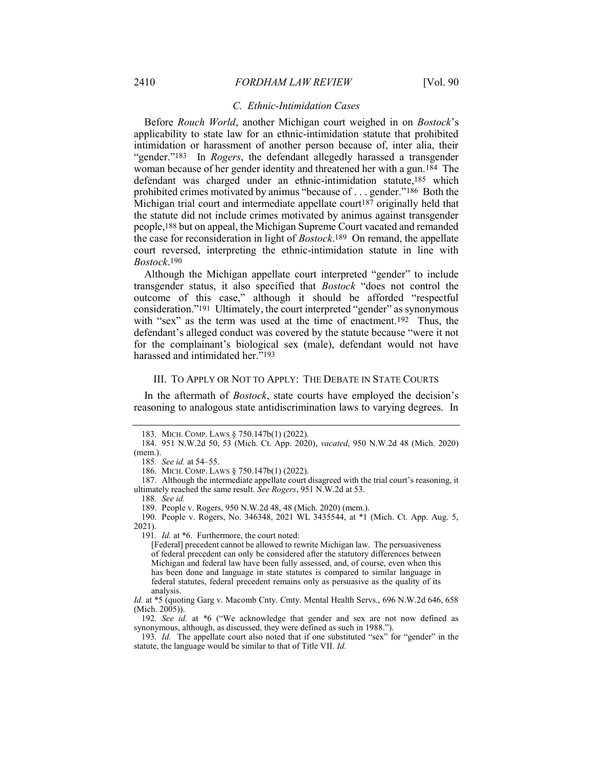### C. Ethnic-Intimidation Cases

Before *Rouch World*, another Michigan court weighed in on *Bostock*'s applicability to state law for an ethnic-intimidation statute that prohibited intimidation or harassment of another person because of, inter alia, their "gender."[183] In *Rogers*, the defendant allegedly harassed a transgender woman because of her gender identity and threatened her with a gun.[184] The defendant was charged under an ethnic-intimidation statute,[185] which prohibited crimes motivated by animus "because of . . . gender."[186] Both the Michigan trial court and intermediate appellate court[187] originally held that the statute did not include crimes motivated by animus against transgender people,[188] but on appeal, the Michigan Supreme Court vacated and remanded the case for reconsideration in light of *Bostock*.[189] On remand, the appellate court reversed, interpreting the ethnic-intimidation statute in line with *Bostock*.[190]

Although the Michigan appellate court interpreted "gender" to include transgender status, it also specified that *Bostock* "does not control the outcome of this case," although it should be afforded "respectful consideration."[191] Ultimately, the court interpreted "gender" as synonymous with "sex" as the term was used at the time of enactment.[192] Thus, the defendant's alleged conduct was covered by the statute because "were it not for the complainant's biological sex (male), defendant would not have harassed and intimidated her."[193]

## III. TO APPLY OR NOT TO APPLY: THE DEBATE IN STATE COURTS

In the aftermath of *Bostock*, state courts have employed the decision's reasoning to analogous state antidiscrimination laws to varying degrees. In

---

183. MICH. COMP. LAWS § 750.147b(1) (2022).

184. 951 N.W.2d 50, 53 (Mich. Ct. App. 2020), *vacated*, 950 N.W.2d 48 (Mich. 2020) (mem.).

185. *See id.* at 54–55.

186. MICH. COMP. LAWS § 750.147b(1) (2022).

187. Although the intermediate appellate court disagreed with the trial court's reasoning, it ultimately reached the same result. *See Rogers*, 951 N.W.2d at 53.

188. *See id.*

189. People v. Rogers, 950 N.W.2d 48, 48 (Mich. 2020) (mem.).

190. People v. Rogers, No. 346348, 2021 WL 3435544, at *1 (Mich. Ct. App. Aug. 5, 2021).

191. *Id.* at *6. Furthermore, the court noted:

> [Federal] precedent cannot be allowed to rewrite Michigan law. The persuasiveness of federal precedent can only be considered after the statutory differences between Michigan and federal law have been fully assessed, and, of course, even when this has been done and language in state statutes is compared to similar language in federal statutes, federal precedent remains only as persuasive as the quality of its analysis.

*Id.* at *5 (quoting Garg v. Macomb Cnty. Cmty. Mental Health Servs., 696 N.W.2d 646, 658 (Mich. 2005)).

192. *See id.* at *6 ("We acknowledge that gender and sex are not now defined as synonymous, although, as discussed, they were defined as such in 1988.").

193. *Id.* The appellate court also noted that if one substituted "sex" for "gender" in the statute, the language would be similar to that of Title VII. *Id.*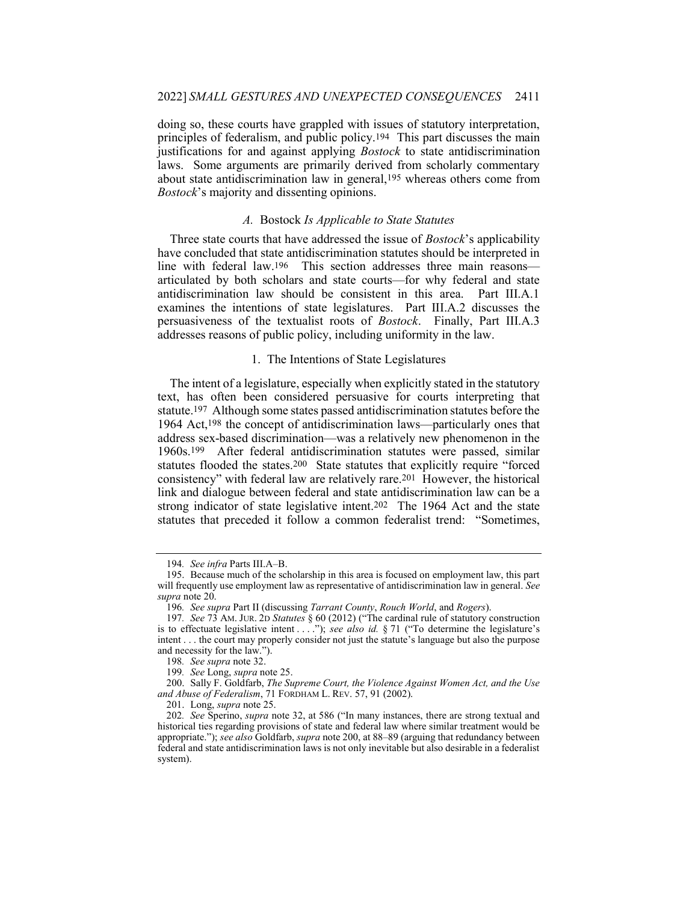doing so, these courts have grappled with issues of statutory interpretation, principles of federalism, and public policy.[194] This part discusses the main justifications for and against applying *Bostock* to state antidiscrimination laws. Some arguments are primarily derived from scholarly commentary about state antidiscrimination law in general,[195] whereas others come from *Bostock*'s majority and dissenting opinions.

### *A.* Bostock *Is Applicable to State Statutes*

Three state courts that have addressed the issue of *Bostock*'s applicability have concluded that state antidiscrimination statutes should be interpreted in line with federal law.[196] This section addresses three main reasons—articulated by both scholars and state courts—for why federal and state antidiscrimination law should be consistent in this area. Part III.A.1 examines the intentions of state legislatures. Part III.A.2 discusses the persuasiveness of the textualist roots of *Bostock*. Finally, Part III.A.3 addresses reasons of public policy, including uniformity in the law.

#### 1. The Intentions of State Legislatures

The intent of a legislature, especially when explicitly stated in the statutory text, has often been considered persuasive for courts interpreting that statute.[197] Although some states passed antidiscrimination statutes before the 1964 Act,[198] the concept of antidiscrimination laws—particularly ones that address sex-based discrimination—was a relatively new phenomenon in the 1960s.[199] After federal antidiscrimination statutes were passed, similar statutes flooded the states.[200] State statutes that explicitly require "forced consistency" with federal law are relatively rare.[201] However, the historical link and dialogue between federal and state antidiscrimination law can be a strong indicator of state legislative intent.[202] The 1964 Act and the state statutes that preceded it follow a common federalist trend: "Sometimes,

---

194. *See infra* Parts III.A–B.

195. Because much of the scholarship in this area is focused on employment law, this part will frequently use employment law as representative of antidiscrimination law in general. *See supra* note 20.

196. *See supra* Part II (discussing *Tarrant County*, *Rouch World*, and *Rogers*).

197. *See* 73 AM. JUR. 2D *Statutes* § 60 (2012) ("The cardinal rule of statutory construction is to effectuate legislative intent . . . ."); *see also id.* § 71 ("To determine the legislature's intent . . . the court may properly consider not just the statute's language but also the purpose and necessity for the law.").

198. *See supra* note 32.

199. *See* Long, *supra* note 25.

200. Sally F. Goldfarb, *The Supreme Court, the Violence Against Women Act, and the Use and Abuse of Federalism*, 71 FORDHAM L. REV. 57, 91 (2002).

201. Long, *supra* note 25.

202. *See* Sperino, *supra* note 32, at 586 ("In many instances, there are strong textual and historical ties regarding provisions of state and federal law where similar treatment would be appropriate."); *see also* Goldfarb, *supra* note 200, at 88–89 (arguing that redundancy between federal and state antidiscrimination laws is not only inevitable but also desirable in a federalist system).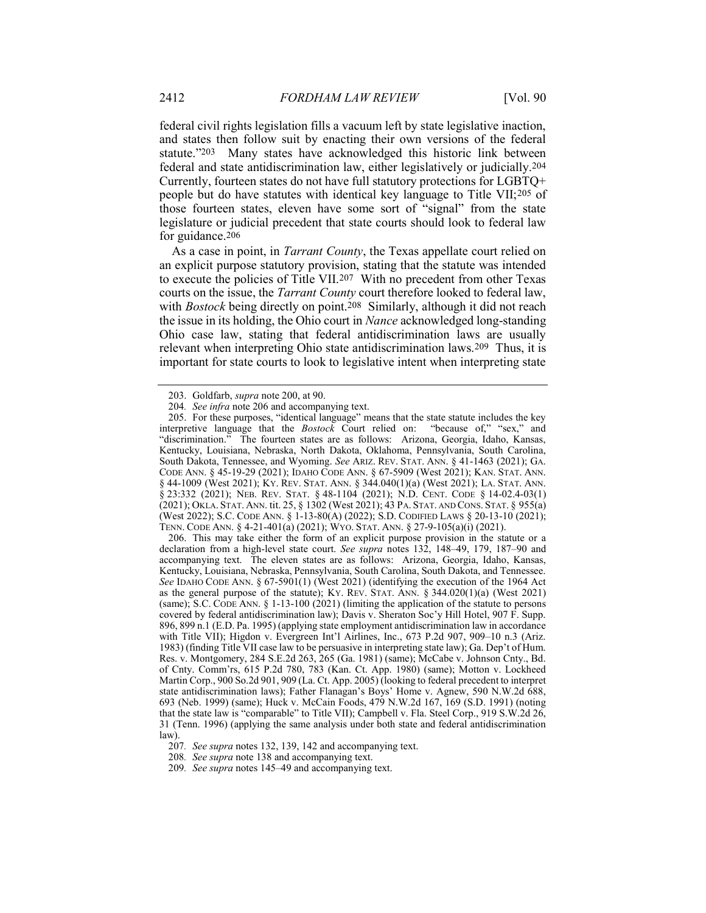federal civil rights legislation fills a vacuum left by state legislative inaction, and states then follow suit by enacting their own versions of the federal statute."[203] Many states have acknowledged this historic link between federal and state antidiscrimination law, either legislatively or judicially.[204] Currently, fourteen states do not have full statutory protections for LGBTQ+ people but do have statutes with identical key language to Title VII;[205] of those fourteen states, eleven have some sort of "signal" from the state legislature or judicial precedent that state courts should look to federal law for guidance.[206]

As a case in point, in *Tarrant County*, the Texas appellate court relied on an explicit purpose statutory provision, stating that the statute was intended to execute the policies of Title VII.[207] With no precedent from other Texas courts on the issue, the *Tarrant County* court therefore looked to federal law, with *Bostock* being directly on point.[208] Similarly, although it did not reach the issue in its holding, the Ohio court in *Nance* acknowledged long-standing Ohio case law, stating that federal antidiscrimination laws are usually relevant when interpreting Ohio state antidiscrimination laws.[209] Thus, it is important for state courts to look to legislative intent when interpreting state

---

203. Goldfarb, *supra* note 200, at 90.

204. *See infra* note 206 and accompanying text.

205. For these purposes, "identical language" means that the state statute includes the key interpretive language that the *Bostock* Court relied on: "because of," "sex," and "discrimination." The fourteen states are as follows: Arizona, Georgia, Idaho, Kansas, Kentucky, Louisiana, Nebraska, North Dakota, Oklahoma, Pennsylvania, South Carolina, South Dakota, Tennessee, and Wyoming. *See* ARIZ. REV. STAT. ANN. § 41-1463 (2021); GA. CODE ANN. § 45-19-29 (2021); IDAHO CODE ANN. § 67-5909 (West 2021); KAN. STAT. ANN. § 44-1009 (West 2021); KY. REV. STAT. ANN. § 344.040(1)(a) (West 2021); LA. STAT. ANN. § 23:332 (2021); NEB. REV. STAT. § 48-1104 (2021); N.D. CENT. CODE § 14-02.4-03(1) (2021); OKLA. STAT. ANN. tit. 25, § 1302 (West 2021); 43 PA. STAT. AND CONS. STAT. § 955(a) (West 2022); S.C. CODE ANN. § 1-13-80(A) (2022); S.D. CODIFIED LAWS § 20-13-10 (2021); TENN. CODE ANN. § 4-21-401(a) (2021); WYO. STAT. ANN. § 27-9-105(a)(i) (2021).

206. This may take either the form of an explicit purpose provision in the statute or a declaration from a high-level state court. *See supra* notes 132, 148–49, 179, 187–90 and accompanying text. The eleven states are as follows: Arizona, Georgia, Idaho, Kansas, Kentucky, Louisiana, Nebraska, Pennsylvania, South Carolina, South Dakota, and Tennessee. *See* IDAHO CODE ANN. § 67-5901(1) (West 2021) (identifying the execution of the 1964 Act as the general purpose of the statute); KY. REV. STAT. ANN. § 344.020(1)(a) (West 2021) (same); S.C. CODE ANN. § 1-13-100 (2021) (limiting the application of the statute to persons covered by federal antidiscrimination law); Davis v. Sheraton Soc'y Hill Hotel, 907 F. Supp. 896, 899 n.1 (E.D. Pa. 1995) (applying state employment antidiscrimination law in accordance with Title VII); Higdon v. Evergreen Int'l Airlines, Inc., 673 P.2d 907, 909–10 n.3 (Ariz. 1983) (finding Title VII case law to be persuasive in interpreting state law); Ga. Dep't of Hum. Res. v. Montgomery, 284 S.E.2d 263, 265 (Ga. 1981) (same); McCabe v. Johnson Cnty., Bd. of Cnty. Comm'rs, 615 P.2d 780, 783 (Kan. Ct. App. 1980) (same); Motton v. Lockheed Martin Corp., 900 So.2d 901, 909 (La. Ct. App. 2005) (looking to federal precedent to interpret state antidiscrimination laws); Father Flanagan's Boys' Home v. Agnew, 590 N.W.2d 688, 693 (Neb. 1999) (same); Huck v. McCain Foods, 479 N.W.2d 167, 169 (S.D. 1991) (noting that the state law is "comparable" to Title VII); Campbell v. Fla. Steel Corp., 919 S.W.2d 26, 31 (Tenn. 1996) (applying the same analysis under both state and federal antidiscrimination law).

207. *See supra* notes 132, 139, 142 and accompanying text.

208. *See supra* note 138 and accompanying text.

209. *See supra* notes 145–49 and accompanying text.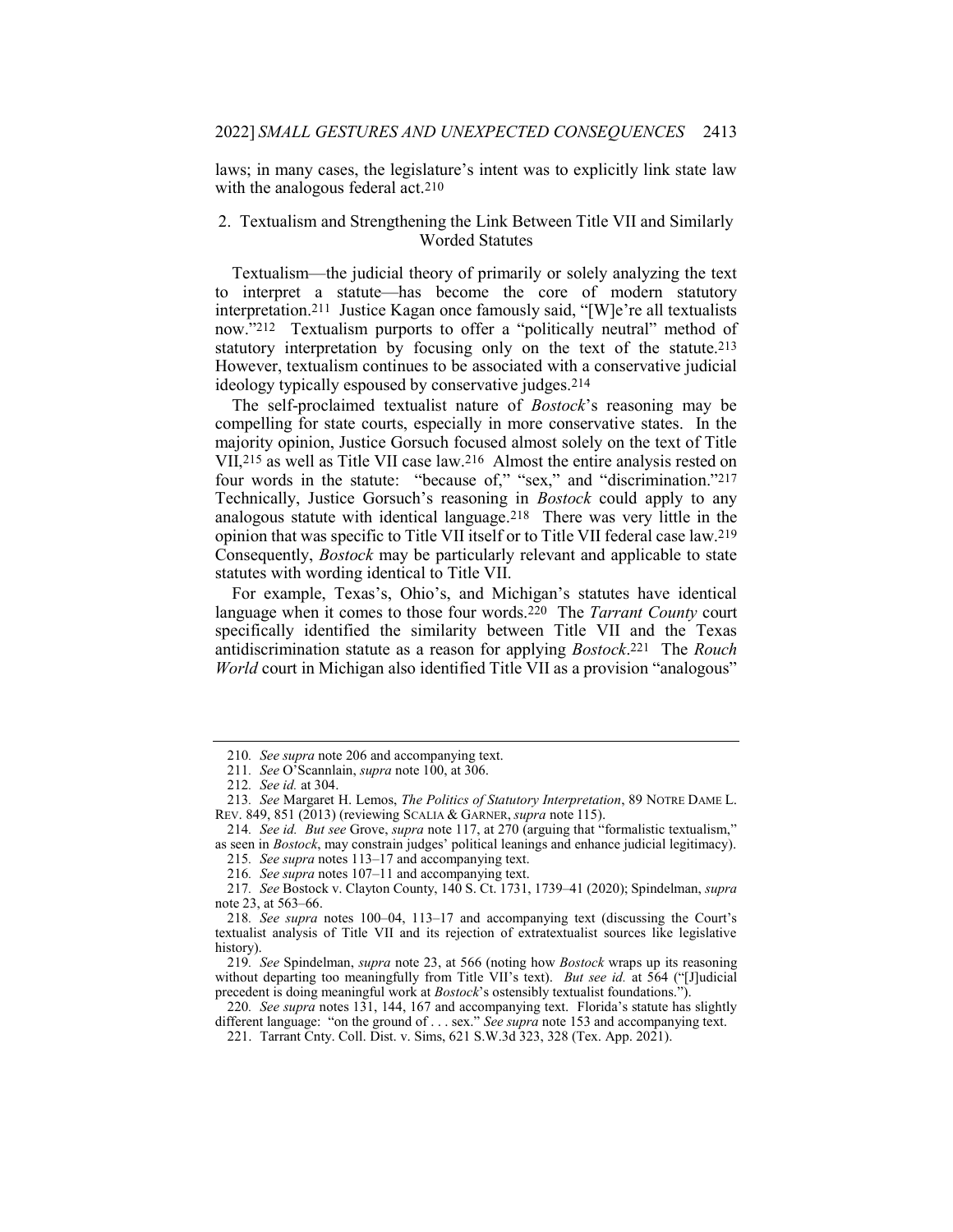laws; in many cases, the legislature's intent was to explicitly link state law with the analogous federal act.[210]

### 2. Textualism and Strengthening the Link Between Title VII and Similarly Worded Statutes

Textualism—the judicial theory of primarily or solely analyzing the text to interpret a statute—has become the core of modern statutory interpretation.[211] Justice Kagan once famously said, "[W]e're all textualists now."[212] Textualism purports to offer a "politically neutral" method of statutory interpretation by focusing only on the text of the statute.[213] However, textualism continues to be associated with a conservative judicial ideology typically espoused by conservative judges.[214]

The self-proclaimed textualist nature of *Bostock*'s reasoning may be compelling for state courts, especially in more conservative states. In the majority opinion, Justice Gorsuch focused almost solely on the text of Title VII,[215] as well as Title VII case law.[216] Almost the entire analysis rested on four words in the statute: "because of," "sex," and "discrimination."[217] Technically, Justice Gorsuch's reasoning in *Bostock* could apply to any analogous statute with identical language.[218] There was very little in the opinion that was specific to Title VII itself or to Title VII federal case law.[219] Consequently, *Bostock* may be particularly relevant and applicable to state statutes with wording identical to Title VII.

For example, Texas's, Ohio's, and Michigan's statutes have identical language when it comes to those four words.[220] The *Tarrant County* court specifically identified the similarity between Title VII and the Texas antidiscrimination statute as a reason for applying *Bostock*.[221] The *Rouch World* court in Michigan also identified Title VII as a provision "analogous"

---

210. *See supra* note 206 and accompanying text.

211. *See* O'Scannlain, *supra* note 100, at 306.

212. *See id.* at 304.

213. *See* Margaret H. Lemos, *The Politics of Statutory Interpretation*, 89 NOTRE DAME L. REV. 849, 851 (2013) (reviewing SCALIA & GARNER, *supra* note 115).

214. *See id. But see* Grove, *supra* note 117, at 270 (arguing that "formalistic textualism," as seen in *Bostock*, may constrain judges' political leanings and enhance judicial legitimacy).

215. *See supra* notes 113–17 and accompanying text.

216. *See supra* notes 107–11 and accompanying text.

217. *See* Bostock v. Clayton County, 140 S. Ct. 1731, 1739–41 (2020); Spindelman, *supra* note 23, at 563–66.

218. *See supra* notes 100–04, 113–17 and accompanying text (discussing the Court's textualist analysis of Title VII and its rejection of extratextualist sources like legislative history).

219. *See* Spindelman, *supra* note 23, at 566 (noting how *Bostock* wraps up its reasoning without departing too meaningfully from Title VII's text). *But see id.* at 564 ("[J]udicial precedent is doing meaningful work at *Bostock*'s ostensibly textualist foundations.").

220. *See supra* notes 131, 144, 167 and accompanying text. Florida's statute has slightly different language: "on the ground of . . . sex." *See supra* note 153 and accompanying text.

221. Tarrant Cnty. Coll. Dist. v. Sims, 621 S.W.3d 323, 328 (Tex. App. 2021).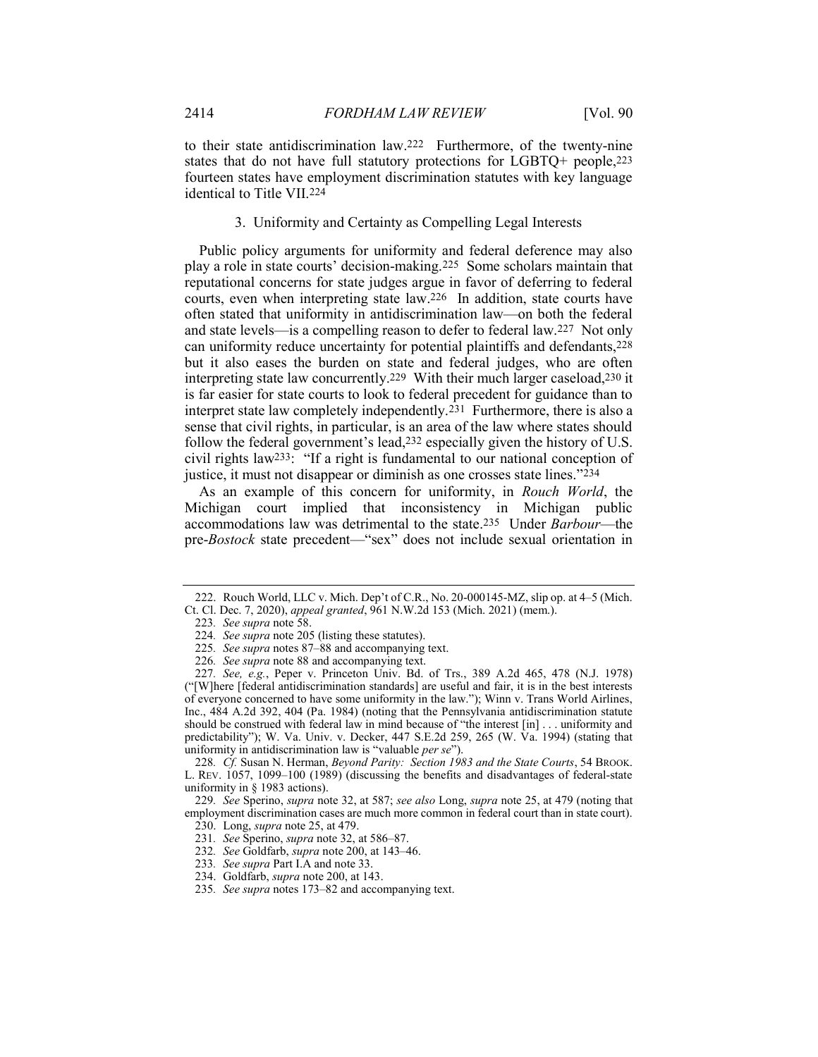to their state antidiscrimination law.[222] Furthermore, of the twenty-nine states that do not have full statutory protections for LGBTQ+ people,[223] fourteen states have employment discrimination statutes with key language identical to Title VII.[224]

### 3. Uniformity and Certainty as Compelling Legal Interests

Public policy arguments for uniformity and federal deference may also play a role in state courts' decision-making.[225] Some scholars maintain that reputational concerns for state judges argue in favor of deferring to federal courts, even when interpreting state law.[226] In addition, state courts have often stated that uniformity in antidiscrimination law—on both the federal and state levels—is a compelling reason to defer to federal law.[227] Not only can uniformity reduce uncertainty for potential plaintiffs and defendants,[228] but it also eases the burden on state and federal judges, who are often interpreting state law concurrently.[229] With their much larger caseload,[230] it is far easier for state courts to look to federal precedent for guidance than to interpret state law completely independently.[231] Furthermore, there is also a sense that civil rights, in particular, is an area of the law where states should follow the federal government's lead,[232] especially given the history of U.S. civil rights law[233]: "If a right is fundamental to our national conception of justice, it must not disappear or diminish as one crosses state lines."[234]

As an example of this concern for uniformity, in *Rouch World*, the Michigan court implied that inconsistency in Michigan public accommodations law was detrimental to the state.[235] Under *Barbour*—the pre-*Bostock* state precedent—"sex" does not include sexual orientation in

---

222. Rouch World, LLC v. Mich. Dep't of C.R., No. 20-000145-MZ, slip op. at 4–5 (Mich. Ct. Cl. Dec. 7, 2020), *appeal granted*, 961 N.W.2d 153 (Mich. 2021) (mem.).

223. *See supra* note 58.

224. *See supra* note 205 (listing these statutes).

225. *See supra* notes 87–88 and accompanying text.

226. *See supra* note 88 and accompanying text.

227. *See, e.g.*, Peper v. Princeton Univ. Bd. of Trs., 389 A.2d 465, 478 (N.J. 1978) ("[W]here [federal antidiscrimination standards] are useful and fair, it is in the best interests of everyone concerned to have some uniformity in the law."); Winn v. Trans World Airlines, Inc., 484 A.2d 392, 404 (Pa. 1984) (noting that the Pennsylvania antidiscrimination statute should be construed with federal law in mind because of "the interest [in] . . . uniformity and predictability"); W. Va. Univ. v. Decker, 447 S.E.2d 259, 265 (W. Va. 1994) (stating that uniformity in antidiscrimination law is "valuable *per se*").

228. *Cf.* Susan N. Herman, *Beyond Parity: Section 1983 and the State Courts*, 54 BROOK. L. REV. 1057, 1099–100 (1989) (discussing the benefits and disadvantages of federal-state uniformity in § 1983 actions).

229. *See* Sperino, *supra* note 32, at 587; *see also* Long, *supra* note 25, at 479 (noting that employment discrimination cases are much more common in federal court than in state court).

230. Long, *supra* note 25, at 479.

231. *See* Sperino, *supra* note 32, at 586–87.

232. *See* Goldfarb, *supra* note 200, at 143–46.

233. *See supra* Part I.A and note 33.

234. Goldfarb, *supra* note 200, at 143.

235. *See supra* notes 173–82 and accompanying text.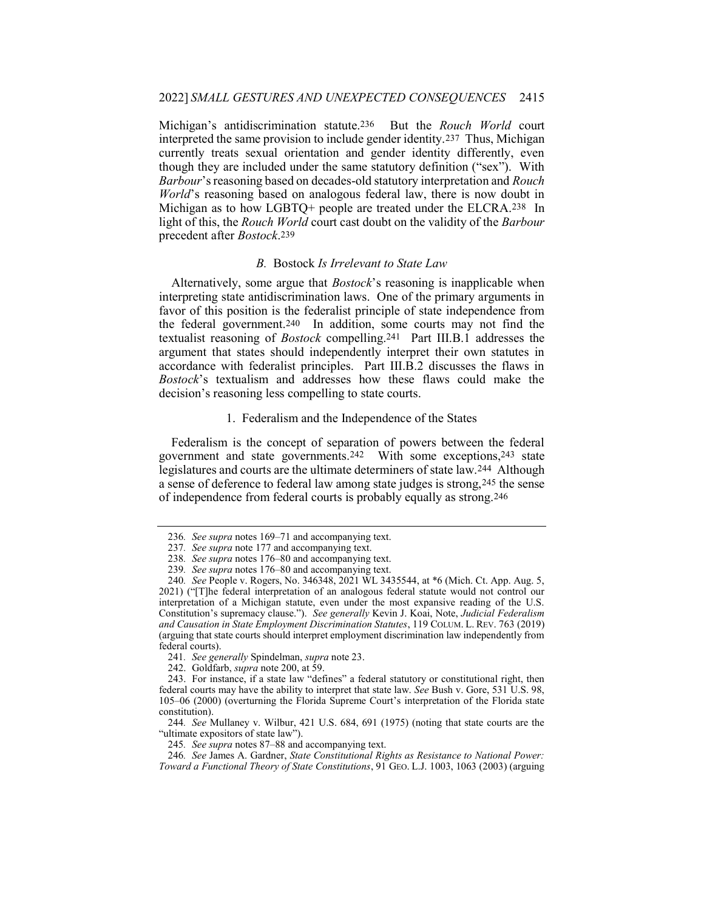Michigan's antidiscrimination statute.[236] But the *Rouch World* court interpreted the same provision to include gender identity.[237] Thus, Michigan currently treats sexual orientation and gender identity differently, even though they are included under the same statutory definition ("sex"). With *Barbour*'s reasoning based on decades-old statutory interpretation and *Rouch World*'s reasoning based on analogous federal law, there is now doubt in Michigan as to how LGBTQ+ people are treated under the ELCRA.[238] In light of this, the *Rouch World* court cast doubt on the validity of the *Barbour* precedent after *Bostock*.[239]

### *B.* Bostock *Is Irrelevant to State Law*

Alternatively, some argue that *Bostock*'s reasoning is inapplicable when interpreting state antidiscrimination laws. One of the primary arguments in favor of this position is the federalist principle of state independence from the federal government.[240] In addition, some courts may not find the textualist reasoning of *Bostock* compelling.[241] Part III.B.1 addresses the argument that states should independently interpret their own statutes in accordance with federalist principles. Part III.B.2 discusses the flaws in *Bostock*'s textualism and addresses how these flaws could make the decision's reasoning less compelling to state courts.

#### 1. Federalism and the Independence of the States

Federalism is the concept of separation of powers between the federal government and state governments.[242] With some exceptions,[243] state legislatures and courts are the ultimate determiners of state law.[244] Although a sense of deference to federal law among state judges is strong,[245] the sense of independence from federal courts is probably equally as strong.[246]

---

236. *See supra* notes 169–71 and accompanying text.

237. *See supra* note 177 and accompanying text.

238. *See supra* notes 176–80 and accompanying text.

239. *See supra* notes 176–80 and accompanying text.

240. *See* People v. Rogers, No. 346348, 2021 WL 3435544, at *6 (Mich. Ct. App. Aug. 5, 2021) ("[T]he federal interpretation of an analogous federal statute would not control our interpretation of a Michigan statute, even under the most expansive reading of the U.S. Constitution's supremacy clause."). *See generally* Kevin J. Koai, Note, *Judicial Federalism and Causation in State Employment Discrimination Statutes*, 119 COLUM. L. REV. 763 (2019) (arguing that state courts should interpret employment discrimination law independently from federal courts).

241. *See generally* Spindelman, *supra* note 23.

242. Goldfarb, *supra* note 200, at 59.

243. For instance, if a state law "defines" a federal statutory or constitutional right, then federal courts may have the ability to interpret that state law. *See* Bush v. Gore, 531 U.S. 98, 105–06 (2000) (overturning the Florida Supreme Court's interpretation of the Florida state constitution).

244. *See* Mullaney v. Wilbur, 421 U.S. 684, 691 (1975) (noting that state courts are the "ultimate expositors of state law").

245. *See supra* notes 87–88 and accompanying text.

246. *See* James A. Gardner, *State Constitutional Rights as Resistance to National Power: Toward a Functional Theory of State Constitutions*, 91 GEO. L.J. 1003, 1063 (2003) (arguing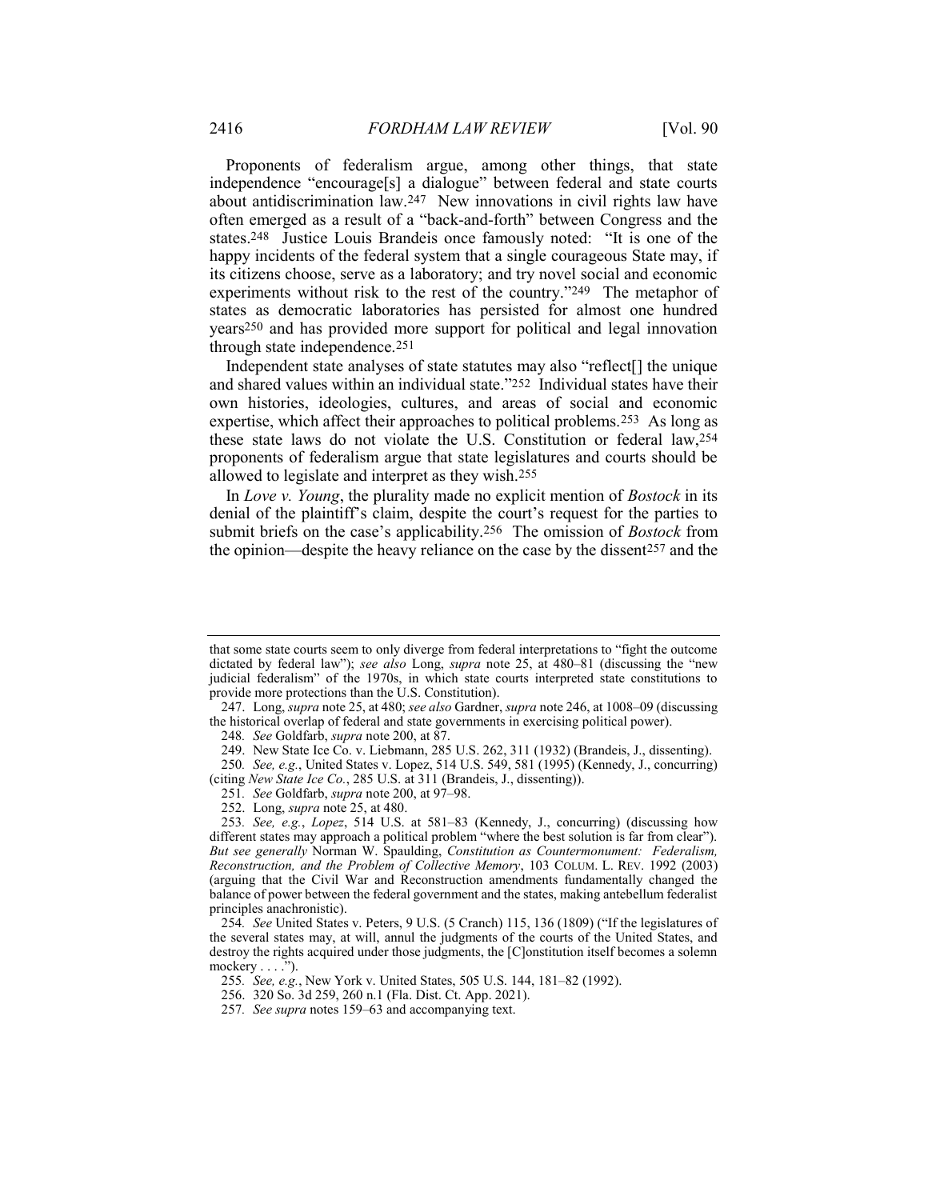Proponents of federalism argue, among other things, that state independence "encourage[s] a dialogue" between federal and state courts about antidiscrimination law.[247] New innovations in civil rights law have often emerged as a result of a "back-and-forth" between Congress and the states.[248] Justice Louis Brandeis once famously noted: "It is one of the happy incidents of the federal system that a single courageous State may, if its citizens choose, serve as a laboratory; and try novel social and economic experiments without risk to the rest of the country."[249] The metaphor of states as democratic laboratories has persisted for almost one hundred years[250] and has provided more support for political and legal innovation through state independence.[251]

Independent state analyses of state statutes may also "reflect[] the unique and shared values within an individual state."[252] Individual states have their own histories, ideologies, cultures, and areas of social and economic expertise, which affect their approaches to political problems.[253] As long as these state laws do not violate the U.S. Constitution or federal law,[254] proponents of federalism argue that state legislatures and courts should be allowed to legislate and interpret as they wish.[255]

In *Love v. Young*, the plurality made no explicit mention of *Bostock* in its denial of the plaintiff's claim, despite the court's request for the parties to submit briefs on the case's applicability.[256] The omission of *Bostock* from the opinion—despite the heavy reliance on the case by the dissent[257] and the

---

that some state courts seem to only diverge from federal interpretations to "fight the outcome dictated by federal law"); *see also* Long, *supra* note 25, at 480–81 (discussing the "new judicial federalism" of the 1970s, in which state courts interpreted state constitutions to provide more protections than the U.S. Constitution).

247. Long, *supra* note 25, at 480; *see also* Gardner, *supra* note 246, at 1008–09 (discussing the historical overlap of federal and state governments in exercising political power).

248. *See* Goldfarb, *supra* note 200, at 87.

249. New State Ice Co. v. Liebmann, 285 U.S. 262, 311 (1932) (Brandeis, J., dissenting).

250. *See, e.g.*, United States v. Lopez, 514 U.S. 549, 581 (1995) (Kennedy, J., concurring) (citing *New State Ice Co.*, 285 U.S. at 311 (Brandeis, J., dissenting)).

251. *See* Goldfarb, *supra* note 200, at 97–98.

252. Long, *supra* note 25, at 480.

253. *See, e.g.*, *Lopez*, 514 U.S. at 581–83 (Kennedy, J., concurring) (discussing how different states may approach a political problem "where the best solution is far from clear"). *But see generally* Norman W. Spaulding, *Constitution as Countermonument: Federalism, Reconstruction, and the Problem of Collective Memory*, 103 COLUM. L. REV. 1992 (2003) (arguing that the Civil War and Reconstruction amendments fundamentally changed the balance of power between the federal government and the states, making antebellum federalist principles anachronistic).

254. *See* United States v. Peters, 9 U.S. (5 Cranch) 115, 136 (1809) ("If the legislatures of the several states may, at will, annul the judgments of the courts of the United States, and destroy the rights acquired under those judgments, the [C]onstitution itself becomes a solemn mockery . . . .").

255. *See, e.g.*, New York v. United States, 505 U.S. 144, 181–82 (1992).

256. 320 So. 3d 259, 260 n.1 (Fla. Dist. Ct. App. 2021).

257. *See supra* notes 159–63 and accompanying text.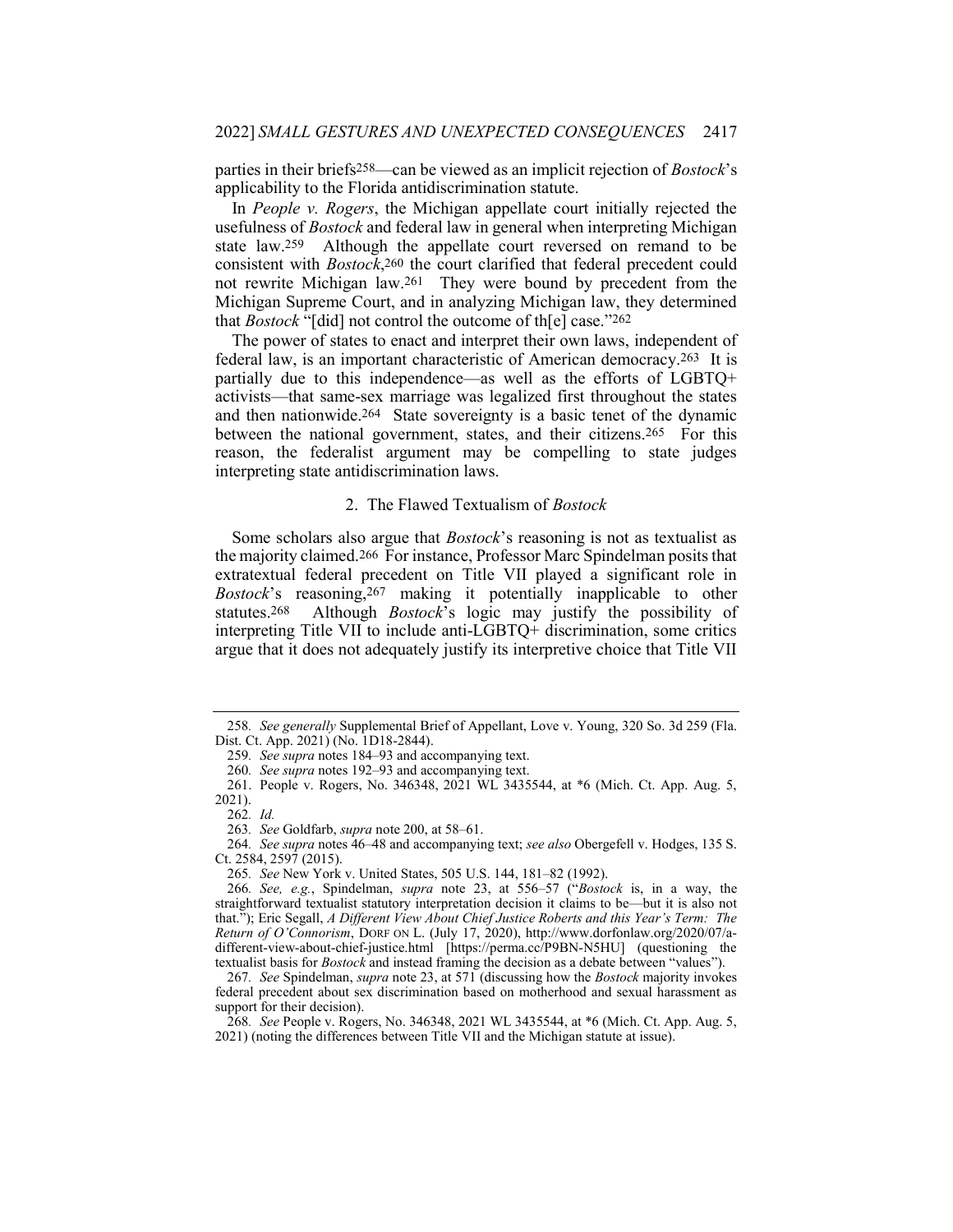parties in their briefs[258]—can be viewed as an implicit rejection of *Bostock*'s applicability to the Florida antidiscrimination statute.

In *People v. Rogers*, the Michigan appellate court initially rejected the usefulness of *Bostock* and federal law in general when interpreting Michigan state law.[259] Although the appellate court reversed on remand to be consistent with *Bostock*,[260] the court clarified that federal precedent could not rewrite Michigan law.[261] They were bound by precedent from the Michigan Supreme Court, and in analyzing Michigan law, they determined that *Bostock* "[did] not control the outcome of th[e] case."[262]

The power of states to enact and interpret their own laws, independent of federal law, is an important characteristic of American democracy.[263] It is partially due to this independence—as well as the efforts of LGBTQ+ activists—that same-sex marriage was legalized first throughout the states and then nationwide.[264] State sovereignty is a basic tenet of the dynamic between the national government, states, and their citizens.[265] For this reason, the federalist argument may be compelling to state judges interpreting state antidiscrimination laws.

### 2. The Flawed Textualism of *Bostock*

Some scholars also argue that *Bostock*'s reasoning is not as textualist as the majority claimed.[266] For instance, Professor Marc Spindelman posits that extratextual federal precedent on Title VII played a significant role in *Bostock*'s reasoning,[267] making it potentially inapplicable to other statutes.[268] Although *Bostock*'s logic may justify the possibility of interpreting Title VII to include anti-LGBTQ+ discrimination, some critics argue that it does not adequately justify its interpretive choice that Title VII

---

258. *See generally* Supplemental Brief of Appellant, Love v. Young, 320 So. 3d 259 (Fla. Dist. Ct. App. 2021) (No. 1D18-2844).

259. *See supra* notes 184–93 and accompanying text.

260. *See supra* notes 192–93 and accompanying text.

261. People v. Rogers, No. 346348, 2021 WL 3435544, at *6 (Mich. Ct. App. Aug. 5, 2021).

262. *Id.*

263. *See* Goldfarb, *supra* note 200, at 58–61.

264. *See supra* notes 46–48 and accompanying text; *see also* Obergefell v. Hodges, 135 S. Ct. 2584, 2597 (2015).

265. *See* New York v. United States, 505 U.S. 144, 181–82 (1992).

266. *See, e.g.*, Spindelman, *supra* note 23, at 556–57 ("*Bostock* is, in a way, the straightforward textualist statutory interpretation decision it claims to be—but it is also not that."); Eric Segall, *A Different View About Chief Justice Roberts and this Year's Term: The Return of O'Connorism*, DORF ON L. (July 17, 2020), http://www.dorfonlaw.org/2020/07/a-different-view-about-chief-justice.html [https://perma.cc/P9BN-N5HU] (questioning the textualist basis for *Bostock* and instead framing the decision as a debate between "values").

267. *See* Spindelman, *supra* note 23, at 571 (discussing how the *Bostock* majority invokes federal precedent about sex discrimination based on motherhood and sexual harassment as support for their decision).

268. *See* People v. Rogers, No. 346348, 2021 WL 3435544, at *6 (Mich. Ct. App. Aug. 5, 2021) (noting the differences between Title VII and the Michigan statute at issue).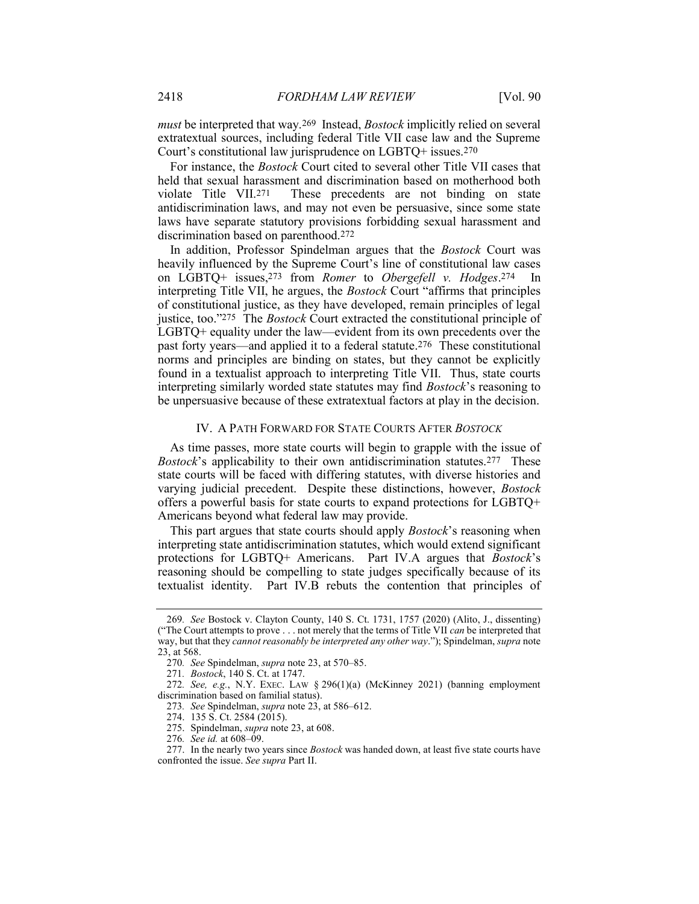*must* be interpreted that way.[269] Instead, *Bostock* implicitly relied on several extratextual sources, including federal Title VII case law and the Supreme Court's constitutional law jurisprudence on LGBTQ+ issues.[270]

For instance, the *Bostock* Court cited to several other Title VII cases that held that sexual harassment and discrimination based on motherhood both violate Title VII.[271] These precedents are not binding on state antidiscrimination laws, and may not even be persuasive, since some state laws have separate statutory provisions forbidding sexual harassment and discrimination based on parenthood.[272]

In addition, Professor Spindelman argues that the *Bostock* Court was heavily influenced by the Supreme Court's line of constitutional law cases on LGBTQ+ issues,[273] from *Romer* to *Obergefell v. Hodges*.[274] In interpreting Title VII, he argues, the *Bostock* Court "affirms that principles of constitutional justice, as they have developed, remain principles of legal justice, too."[275] The *Bostock* Court extracted the constitutional principle of LGBTQ+ equality under the law—evident from its own precedents over the past forty years—and applied it to a federal statute.[276] These constitutional norms and principles are binding on states, but they cannot be explicitly found in a textualist approach to interpreting Title VII. Thus, state courts interpreting similarly worded state statutes may find *Bostock*'s reasoning to be unpersuasive because of these extratextual factors at play in the decision.

## IV. A PATH FORWARD FOR STATE COURTS AFTER *BOSTOCK*

As time passes, more state courts will begin to grapple with the issue of *Bostock*'s applicability to their own antidiscrimination statutes.[277] These state courts will be faced with differing statutes, with diverse histories and varying judicial precedent. Despite these distinctions, however, *Bostock* offers a powerful basis for state courts to expand protections for LGBTQ+ Americans beyond what federal law may provide.

This part argues that state courts should apply *Bostock*'s reasoning when interpreting state antidiscrimination statutes, which would extend significant protections for LGBTQ+ Americans. Part IV.A argues that *Bostock*'s reasoning should be compelling to state judges specifically because of its textualist identity. Part IV.B rebuts the contention that principles of

---

269. *See* Bostock v. Clayton County, 140 S. Ct. 1731, 1757 (2020) (Alito, J., dissenting) ("The Court attempts to prove . . . not merely that the terms of Title VII *can* be interpreted that way, but that they *cannot reasonably be interpreted any other way*."); Spindelman, *supra* note 23, at 568.

270. *See* Spindelman, *supra* note 23, at 570–85.

271. *Bostock*, 140 S. Ct. at 1747.

272. *See, e.g.*, N.Y. EXEC. LAW § 296(1)(a) (McKinney 2021) (banning employment discrimination based on familial status).

273. *See* Spindelman, *supra* note 23, at 586–612.

274. 135 S. Ct. 2584 (2015).

275. Spindelman, *supra* note 23, at 608.

276. *See id.* at 608–09.

277. In the nearly two years since *Bostock* was handed down, at least five state courts have confronted the issue. *See supra* Part II.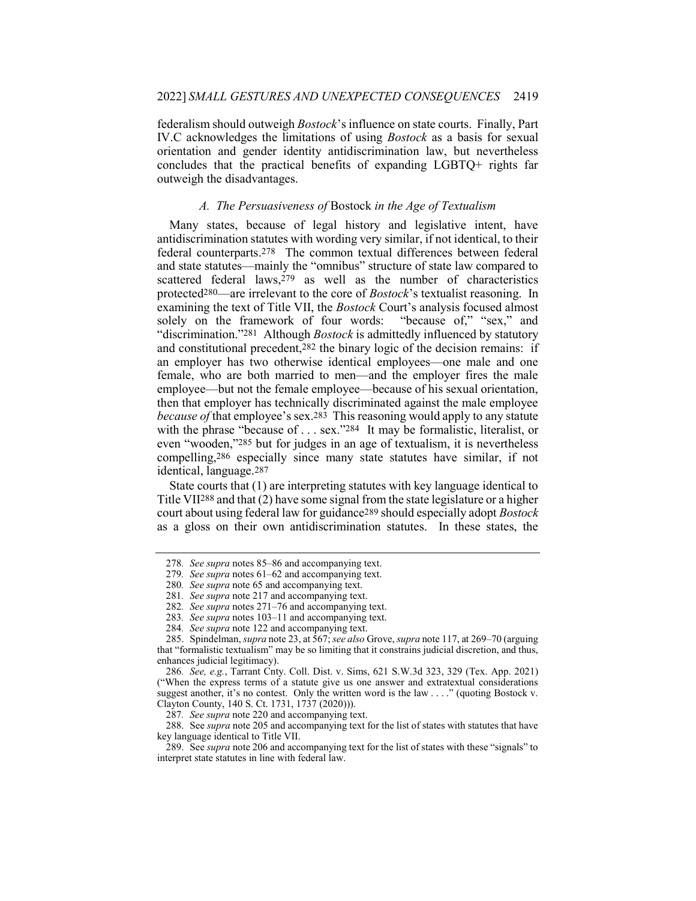federalism should outweigh *Bostock*'s influence on state courts. Finally, Part IV.C acknowledges the limitations of using *Bostock* as a basis for sexual orientation and gender identity antidiscrimination law, but nevertheless concludes that the practical benefits of expanding LGBTQ+ rights far outweigh the disadvantages.

### *A. The Persuasiveness of* Bostock *in the Age of Textualism*

Many states, because of legal history and legislative intent, have antidiscrimination statutes with wording very similar, if not identical, to their federal counterparts.[278] The common textual differences between federal and state statutes—mainly the "omnibus" structure of state law compared to scattered federal laws,[279] as well as the number of characteristics protected[280]—are irrelevant to the core of *Bostock*'s textualist reasoning. In examining the text of Title VII, the *Bostock* Court's analysis focused almost solely on the framework of four words: "because of," "sex," and "discrimination."[281] Although *Bostock* is admittedly influenced by statutory and constitutional precedent,[282] the binary logic of the decision remains: if an employer has two otherwise identical employees—one male and one female, who are both married to men—and the employer fires the male employee—but not the female employee—because of his sexual orientation, then that employer has technically discriminated against the male employee *because of* that employee's sex.[283] This reasoning would apply to any statute with the phrase "because of . . . sex."[284] It may be formalistic, literalist, or even "wooden,"[285] but for judges in an age of textualism, it is nevertheless compelling,[286] especially since many state statutes have similar, if not identical, language.[287]

State courts that (1) are interpreting statutes with key language identical to Title VII[288] and that (2) have some signal from the state legislature or a higher court about using federal law for guidance[289] should especially adopt *Bostock* as a gloss on their own antidiscrimination statutes. In these states, the

---

278. *See supra* notes 85–86 and accompanying text.

279. *See supra* notes 61–62 and accompanying text.

280. *See supra* note 65 and accompanying text.

281. *See supra* note 217 and accompanying text.

282. *See supra* notes 271–76 and accompanying text.

283. *See supra* notes 103–11 and accompanying text.

284. *See supra* note 122 and accompanying text.

285. Spindelman, *supra* note 23, at 567; *see also* Grove, *supra* note 117, at 269–70 (arguing that "formalistic textualism" may be so limiting that it constrains judicial discretion, and thus, enhances judicial legitimacy).

286. *See, e.g.*, Tarrant Cnty. Coll. Dist. v. Sims, 621 S.W.3d 323, 329 (Tex. App. 2021) ("When the express terms of a statute give us one answer and extratextual considerations suggest another, it's no contest. Only the written word is the law . . . ." (quoting Bostock v. Clayton County, 140 S. Ct. 1731, 1737 (2020))).

287. *See supra* note 220 and accompanying text.

288. See *supra* note 205 and accompanying text for the list of states with statutes that have key language identical to Title VII.

289. See *supra* note 206 and accompanying text for the list of states with these "signals" to interpret state statutes in line with federal law.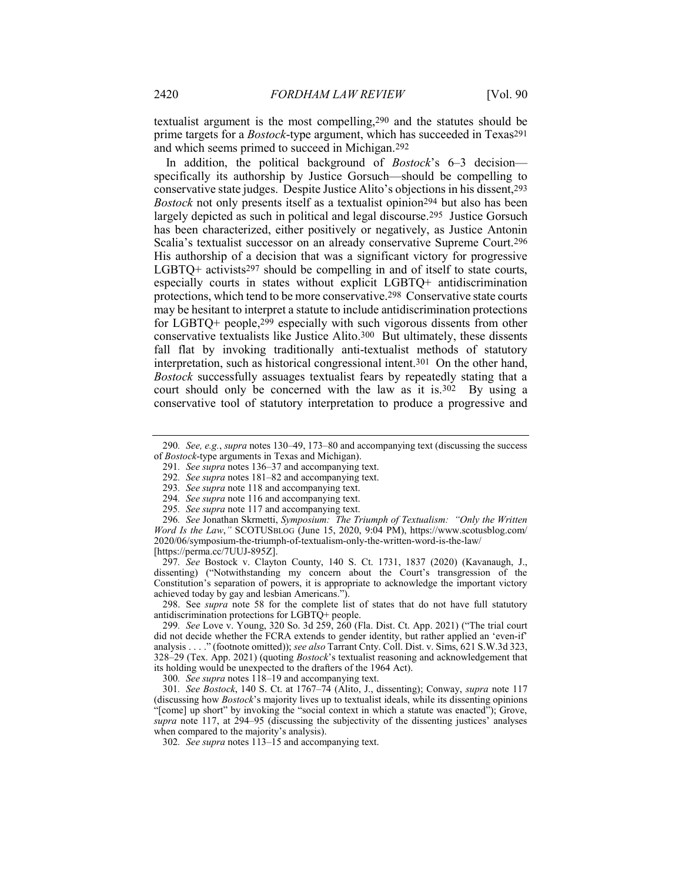textualist argument is the most compelling,[290] and the statutes should be prime targets for a *Bostock*-type argument, which has succeeded in Texas[291] and which seems primed to succeed in Michigan.[292]

In addition, the political background of *Bostock*'s 6–3 decision—specifically its authorship by Justice Gorsuch—should be compelling to conservative state judges. Despite Justice Alito's objections in his dissent,[293] *Bostock* not only presents itself as a textualist opinion[294] but also has been largely depicted as such in political and legal discourse.[295] Justice Gorsuch has been characterized, either positively or negatively, as Justice Antonin Scalia's textualist successor on an already conservative Supreme Court.[296] His authorship of a decision that was a significant victory for progressive LGBTQ+ activists[297] should be compelling in and of itself to state courts, especially courts in states without explicit LGBTQ+ antidiscrimination protections, which tend to be more conservative.[298] Conservative state courts may be hesitant to interpret a statute to include antidiscrimination protections for LGBTQ+ people,[299] especially with such vigorous dissents from other conservative textualists like Justice Alito.[300] But ultimately, these dissents fall flat by invoking traditionally anti-textualist methods of statutory interpretation, such as historical congressional intent.[301] On the other hand, *Bostock* successfully assuages textualist fears by repeatedly stating that a court should only be concerned with the law as it is.[302] By using a conservative tool of statutory interpretation to produce a progressive and

---

290. *See, e.g.*, *supra* notes 130–49, 173–80 and accompanying text (discussing the success of *Bostock*-type arguments in Texas and Michigan).

291. *See supra* notes 136–37 and accompanying text.

292. *See supra* notes 181–82 and accompanying text.

293. *See supra* note 118 and accompanying text.

294. *See supra* note 116 and accompanying text.

295. *See supra* note 117 and accompanying text.

296. *See* Jonathan Skrmetti, *Symposium: The Triumph of Textualism: "Only the Written Word Is the Law*,*"* SCOTUSBLOG (June 15, 2020, 9:04 PM), https://www.scotusblog.com/2020/06/symposium-the-triumph-of-textualism-only-the-written-word-is-the-law/ [https://perma.cc/7UUJ-895Z].

297. *See* Bostock v. Clayton County, 140 S. Ct. 1731, 1837 (2020) (Kavanaugh, J., dissenting) ("Notwithstanding my concern about the Court's transgression of the Constitution's separation of powers, it is appropriate to acknowledge the important victory achieved today by gay and lesbian Americans.").

298. See *supra* note 58 for the complete list of states that do not have full statutory antidiscrimination protections for LGBTQ+ people.

299. *See* Love v. Young, 320 So. 3d 259, 260 (Fla. Dist. Ct. App. 2021) ("The trial court did not decide whether the FCRA extends to gender identity, but rather applied an 'even-if' analysis . . . ." (footnote omitted)); *see also* Tarrant Cnty. Coll. Dist. v. Sims, 621 S.W.3d 323, 328–29 (Tex. App. 2021) (quoting *Bostock*'s textualist reasoning and acknowledgement that its holding would be unexpected to the drafters of the 1964 Act).

300. *See supra* notes 118–19 and accompanying text.

301. *See Bostock*, 140 S. Ct. at 1767–74 (Alito, J., dissenting); Conway, *supra* note 117 (discussing how *Bostock*'s majority lives up to textualist ideals, while its dissenting opinions "[come] up short" by invoking the "social context in which a statute was enacted"); Grove, *supra* note 117, at 294–95 (discussing the subjectivity of the dissenting justices' analyses when compared to the majority's analysis).

302. *See supra* notes 113–15 and accompanying text.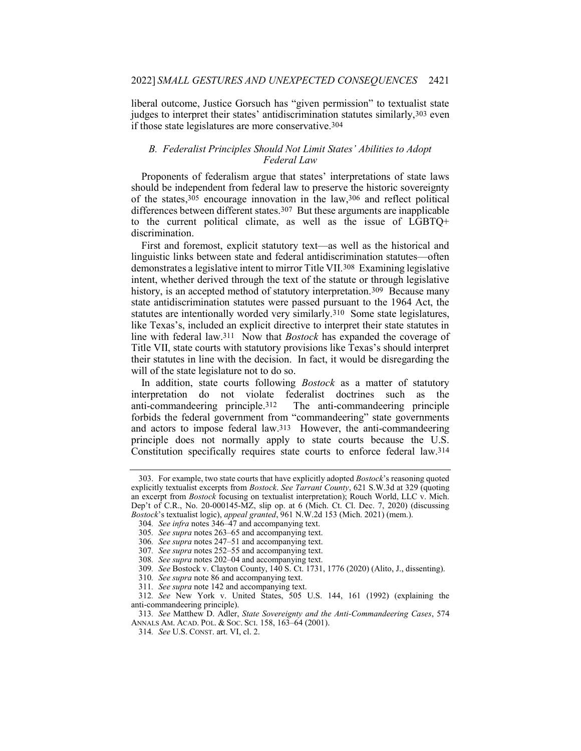liberal outcome, Justice Gorsuch has "given permission" to textualist state judges to interpret their states' antidiscrimination statutes similarly,[303] even if those state legislatures are more conservative.[304]

### *B. Federalist Principles Should Not Limit States' Abilities to Adopt Federal Law*

Proponents of federalism argue that states' interpretations of state laws should be independent from federal law to preserve the historic sovereignty of the states,[305] encourage innovation in the law,[306] and reflect political differences between different states.[307] But these arguments are inapplicable to the current political climate, as well as the issue of LGBTQ+ discrimination.

First and foremost, explicit statutory text—as well as the historical and linguistic links between state and federal antidiscrimination statutes—often demonstrates a legislative intent to mirror Title VII.[308] Examining legislative intent, whether derived through the text of the statute or through legislative history, is an accepted method of statutory interpretation.[309] Because many state antidiscrimination statutes were passed pursuant to the 1964 Act, the statutes are intentionally worded very similarly.[310] Some state legislatures, like Texas's, included an explicit directive to interpret their state statutes in line with federal law.[311] Now that *Bostock* has expanded the coverage of Title VII, state courts with statutory provisions like Texas's should interpret their statutes in line with the decision. In fact, it would be disregarding the will of the state legislature not to do so.

In addition, state courts following *Bostock* as a matter of statutory interpretation do not violate federalist doctrines such as the anti-commandeering principle.[312] The anti-commandeering principle forbids the federal government from "commandeering" state governments and actors to impose federal law.[313] However, the anti-commandeering principle does not normally apply to state courts because the U.S. Constitution specifically requires state courts to enforce federal law.[314]

---

303. For example, two state courts that have explicitly adopted *Bostock*'s reasoning quoted explicitly textualist excerpts from *Bostock*. *See Tarrant County*, 621 S.W.3d at 329 (quoting an excerpt from *Bostock* focusing on textualist interpretation); Rouch World, LLC v. Mich. Dep't of C.R., No. 20-000145-MZ, slip op. at 6 (Mich. Ct. Cl. Dec. 7, 2020) (discussing *Bostock*'s textualist logic), *appeal granted*, 961 N.W.2d 153 (Mich. 2021) (mem.).

304. *See infra* notes 346–47 and accompanying text.

305. *See supra* notes 263–65 and accompanying text.

306. *See supra* notes 247–51 and accompanying text.

307. *See supra* notes 252–55 and accompanying text.

308. *See supra* notes 202–04 and accompanying text.

309. *See* Bostock v. Clayton County, 140 S. Ct. 1731, 1776 (2020) (Alito, J., dissenting).

310. *See supra* note 86 and accompanying text.

311. *See supra* note 142 and accompanying text.

312. *See* New York v. United States, 505 U.S. 144, 161 (1992) (explaining the anti-commandeering principle).

313. *See* Matthew D. Adler, *State Sovereignty and the Anti-Commandeering Cases*, 574 ANNALS AM. ACAD. POL. & SOC. SCI. 158, 163–64 (2001).

314. *See* U.S. CONST. art. VI, cl. 2.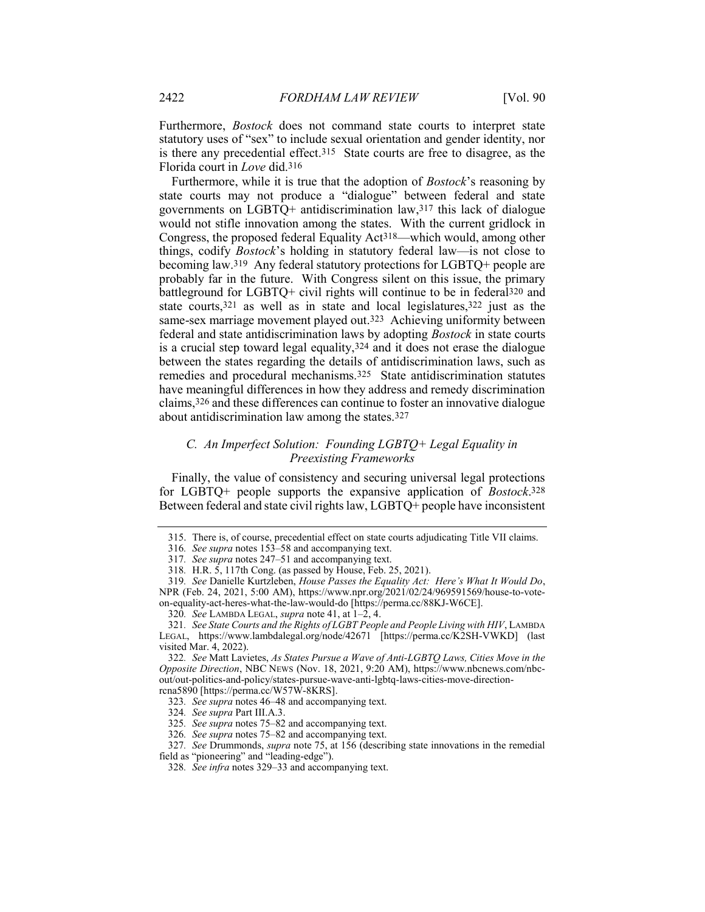Furthermore, *Bostock* does not command state courts to interpret state statutory uses of "sex" to include sexual orientation and gender identity, nor is there any precedential effect.[315] State courts are free to disagree, as the Florida court in *Love* did.[316]

Furthermore, while it is true that the adoption of *Bostock*'s reasoning by state courts may not produce a "dialogue" between federal and state governments on LGBTQ+ antidiscrimination law,[317] this lack of dialogue would not stifle innovation among the states. With the current gridlock in Congress, the proposed federal Equality Act[318]—which would, among other things, codify *Bostock*'s holding in statutory federal law—is not close to becoming law.[319] Any federal statutory protections for LGBTQ+ people are probably far in the future. With Congress silent on this issue, the primary battleground for LGBTQ+ civil rights will continue to be in federal[320] and state courts,[321] as well as in state and local legislatures,[322] just as the same-sex marriage movement played out.[323] Achieving uniformity between federal and state antidiscrimination laws by adopting *Bostock* in state courts is a crucial step toward legal equality,[324] and it does not erase the dialogue between the states regarding the details of antidiscrimination laws, such as remedies and procedural mechanisms.[325] State antidiscrimination statutes have meaningful differences in how they address and remedy discrimination claims,[326] and these differences can continue to foster an innovative dialogue about antidiscrimination law among the states.[327]

### *C. An Imperfect Solution: Founding LGBTQ+ Legal Equality in Preexisting Frameworks*

Finally, the value of consistency and securing universal legal protections for LGBTQ+ people supports the expansive application of *Bostock*.[328] Between federal and state civil rights law, LGBTQ+ people have inconsistent

---

315. There is, of course, precedential effect on state courts adjudicating Title VII claims.

316. *See supra* notes 153–58 and accompanying text.

317. *See supra* notes 247–51 and accompanying text.

318. H.R. 5, 117th Cong. (as passed by House, Feb. 25, 2021).

319. *See* Danielle Kurtzleben, *House Passes the Equality Act: Here's What It Would Do*, NPR (Feb. 24, 2021, 5:00 AM), https://www.npr.org/2021/02/24/969591569/house-to-vote-on-equality-act-heres-what-the-law-would-do [https://perma.cc/88KJ-W6CE].

320. *See* LAMBDA LEGAL, *supra* note 41, at 1–2, 4.

321. *See State Courts and the Rights of LGBT People and People Living with HIV*, LAMBDA LEGAL, https://www.lambdalegal.org/node/42671 [https://perma.cc/K2SH-VWKD] (last visited Mar. 4, 2022).

322. *See* Matt Lavietes, *As States Pursue a Wave of Anti-LGBTQ Laws, Cities Move in the Opposite Direction*, NBC NEWS (Nov. 18, 2021, 9:20 AM), https://www.nbcnews.com/nbc-out/out-politics-and-policy/states-pursue-wave-anti-lgbtq-laws-cities-move-direction-rcna5890 [https://perma.cc/W57W-8KRS].

323. *See supra* notes 46–48 and accompanying text.

324. *See supra* Part III.A.3.

325. *See supra* notes 75–82 and accompanying text.

326. *See supra* notes 75–82 and accompanying text.

327. *See* Drummonds, *supra* note 75, at 156 (describing state innovations in the remedial field as "pioneering" and "leading-edge").

328. *See infra* notes 329–33 and accompanying text.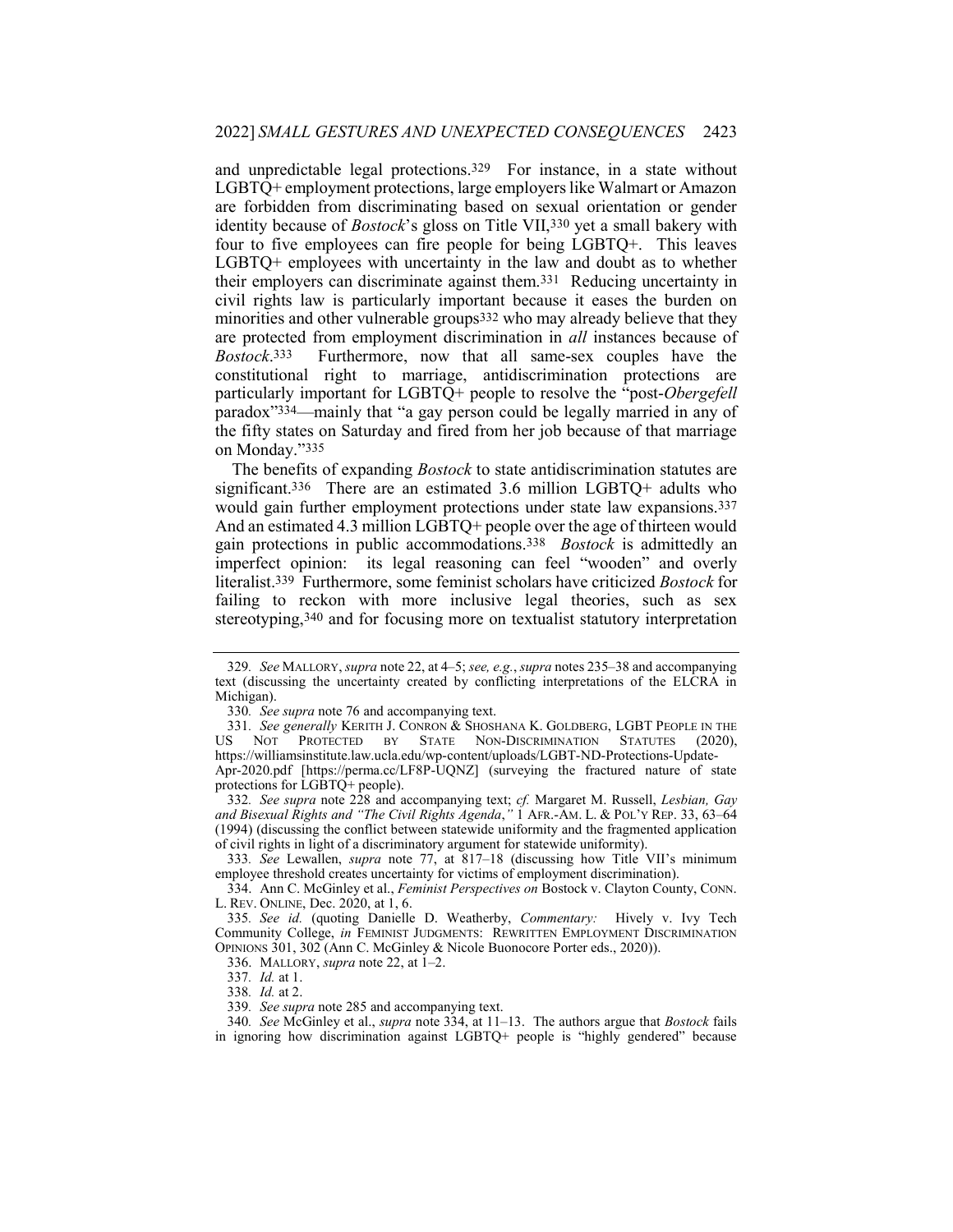and unpredictable legal protections.[329] For instance, in a state without LGBTQ+ employment protections, large employers like Walmart or Amazon are forbidden from discriminating based on sexual orientation or gender identity because of *Bostock*'s gloss on Title VII,[330] yet a small bakery with four to five employees can fire people for being LGBTQ+. This leaves LGBTQ+ employees with uncertainty in the law and doubt as to whether their employers can discriminate against them.[331] Reducing uncertainty in civil rights law is particularly important because it eases the burden on minorities and other vulnerable groups[332] who may already believe that they are protected from employment discrimination in *all* instances because of *Bostock*.[333] Furthermore, now that all same-sex couples have the constitutional right to marriage, antidiscrimination protections are particularly important for LGBTQ+ people to resolve the "post-*Obergefell* paradox"[334]—mainly that "a gay person could be legally married in any of the fifty states on Saturday and fired from her job because of that marriage on Monday."[335]

The benefits of expanding *Bostock* to state antidiscrimination statutes are significant.[336] There are an estimated 3.6 million LGBTQ+ adults who would gain further employment protections under state law expansions.[337] And an estimated 4.3 million LGBTQ+ people over the age of thirteen would gain protections in public accommodations.[338] *Bostock* is admittedly an imperfect opinion: its legal reasoning can feel "wooden" and overly literalist.[339] Furthermore, some feminist scholars have criticized *Bostock* for failing to reckon with more inclusive legal theories, such as sex stereotyping,[340] and for focusing more on textualist statutory interpretation

---

329. *See* MALLORY, *supra* note 22, at 4–5; *see, e.g.*, *supra* notes 235–38 and accompanying text (discussing the uncertainty created by conflicting interpretations of the ELCRA in Michigan).

330. *See supra* note 76 and accompanying text.

331. *See generally* KERITH J. CONRON & SHOSHANA K. GOLDBERG, LGBT PEOPLE IN THE US NOT PROTECTED BY STATE NON-DISCRIMINATION STATUTES (2020), https://williamsinstitute.law.ucla.edu/wp-content/uploads/LGBT-ND-Protections-Update-Apr-2020.pdf [https://perma.cc/LF8P-UQNZ] (surveying the fractured nature of state protections for LGBTQ+ people).

332. *See supra* note 228 and accompanying text; *cf.* Margaret M. Russell, *Lesbian, Gay and Bisexual Rights and "The Civil Rights Agenda*,*"* 1 AFR.-AM. L. & POL'Y REP. 33, 63–64 (1994) (discussing the conflict between statewide uniformity and the fragmented application of civil rights in light of a discriminatory argument for statewide uniformity).

333. *See* Lewallen, *supra* note 77, at 817–18 (discussing how Title VII's minimum employee threshold creates uncertainty for victims of employment discrimination).

334. Ann C. McGinley et al., *Feminist Perspectives on* Bostock v. Clayton County, CONN. L. REV. ONLINE, Dec. 2020, at 1, 6.

335. *See id.* (quoting Danielle D. Weatherby, *Commentary:* Hively v. Ivy Tech Community College, *in* FEMINIST JUDGMENTS: REWRITTEN EMPLOYMENT DISCRIMINATION OPINIONS 301, 302 (Ann C. McGinley & Nicole Buonocore Porter eds., 2020)).

336. MALLORY, *supra* note 22, at 1–2.

337. *Id.* at 1.

338. *Id.* at 2.

339. *See supra* note 285 and accompanying text.

340. *See* McGinley et al., *supra* note 334, at 11–13. The authors argue that *Bostock* fails in ignoring how discrimination against LGBTQ+ people is "highly gendered" because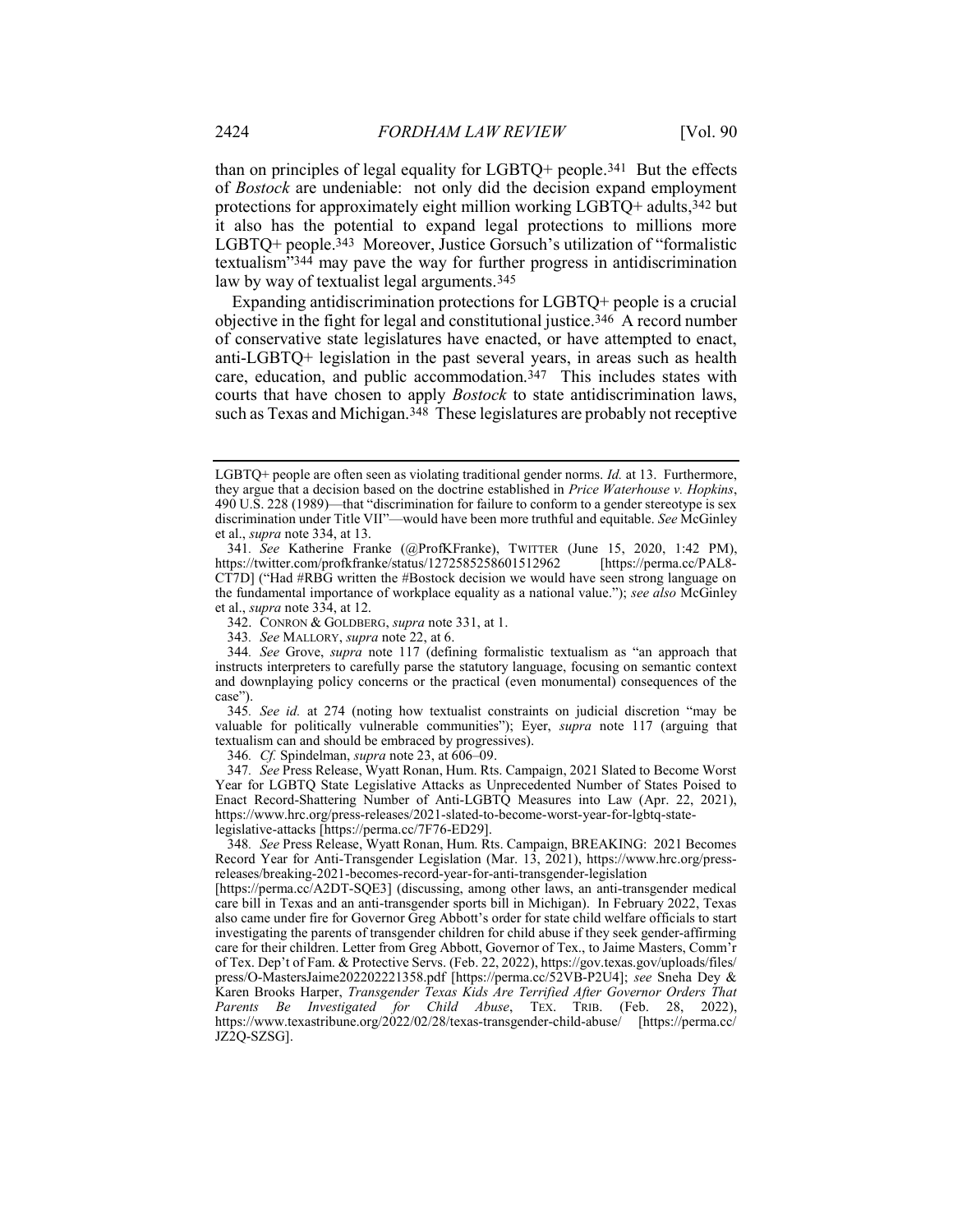than on principles of legal equality for LGBTQ+ people.[341] But the effects of *Bostock* are undeniable: not only did the decision expand employment protections for approximately eight million working LGBTQ+ adults,[342] but it also has the potential to expand legal protections to millions more LGBTQ+ people.[343] Moreover, Justice Gorsuch's utilization of "formalistic textualism"[344] may pave the way for further progress in antidiscrimination law by way of textualist legal arguments.[345]

Expanding antidiscrimination protections for LGBTQ+ people is a crucial objective in the fight for legal and constitutional justice.[346] A record number of conservative state legislatures have enacted, or have attempted to enact, anti-LGBTQ+ legislation in the past several years, in areas such as health care, education, and public accommodation.[347] This includes states with courts that have chosen to apply *Bostock* to state antidiscrimination laws, such as Texas and Michigan.[348] These legislatures are probably not receptive

---

LGBTQ+ people are often seen as violating traditional gender norms. *Id.* at 13. Furthermore, they argue that a decision based on the doctrine established in *Price Waterhouse v. Hopkins*, 490 U.S. 228 (1989)—that "discrimination for failure to conform to a gender stereotype is sex discrimination under Title VII"—would have been more truthful and equitable. *See* McGinley et al., *supra* note 334, at 13.

341. *See* Katherine Franke (@ProfKFranke), TWITTER (June 15, 2020, 1:42 PM), https://twitter.com/profkfranke/status/1272585258601512962 [https://perma.cc/PAL8-CT7D] ("Had #RBG written the #Bostock decision we would have seen strong language on the fundamental importance of workplace equality as a national value."); *see also* McGinley et al., *supra* note 334, at 12.

342. CONRON & GOLDBERG, *supra* note 331, at 1.

343. *See* MALLORY, *supra* note 22, at 6.

344. *See* Grove, *supra* note 117 (defining formalistic textualism as "an approach that instructs interpreters to carefully parse the statutory language, focusing on semantic context and downplaying policy concerns or the practical (even monumental) consequences of the case").

345. *See id.* at 274 (noting how textualist constraints on judicial discretion "may be valuable for politically vulnerable communities"); Eyer, *supra* note 117 (arguing that textualism can and should be embraced by progressives).

346. *Cf.* Spindelman, *supra* note 23, at 606–09.

347. *See* Press Release, Wyatt Ronan, Hum. Rts. Campaign, 2021 Slated to Become Worst Year for LGBTQ State Legislative Attacks as Unprecedented Number of States Poised to Enact Record-Shattering Number of Anti-LGBTQ Measures into Law (Apr. 22, 2021), https://www.hrc.org/press-releases/2021-slated-to-become-worst-year-for-lgbtq-state-legislative-attacks [https://perma.cc/7F76-ED29].

348. *See* Press Release, Wyatt Ronan, Hum. Rts. Campaign, BREAKING: 2021 Becomes Record Year for Anti-Transgender Legislation (Mar. 13, 2021), https://www.hrc.org/press-releases/breaking-2021-becomes-record-year-for-anti-transgender-legislation [https://perma.cc/A2DT-SQE3] (discussing, among other laws, an anti-transgender medical care bill in Texas and an anti-transgender sports bill in Michigan). In February 2022, Texas also came under fire for Governor Greg Abbott's order for state child welfare officials to start investigating the parents of transgender children for child abuse if they seek gender-affirming care for their children. Letter from Greg Abbott, Governor of Tex., to Jaime Masters, Comm'r of Tex. Dep't of Fam. & Protective Servs. (Feb. 22, 2022), https://gov.texas.gov/uploads/files/press/O-MastersJaime202202221358.pdf [https://perma.cc/52VB-P2U4]; *see* Sneha Dey & Karen Brooks Harper, *Transgender Texas Kids Are Terrified After Governor Orders That Parents Be Investigated for Child Abuse*, TEX. TRIB. (Feb. 28, 2022), https://www.texastribune.org/2022/02/28/texas-transgender-child-abuse/ [https://perma.cc/JZ2Q-SZSG].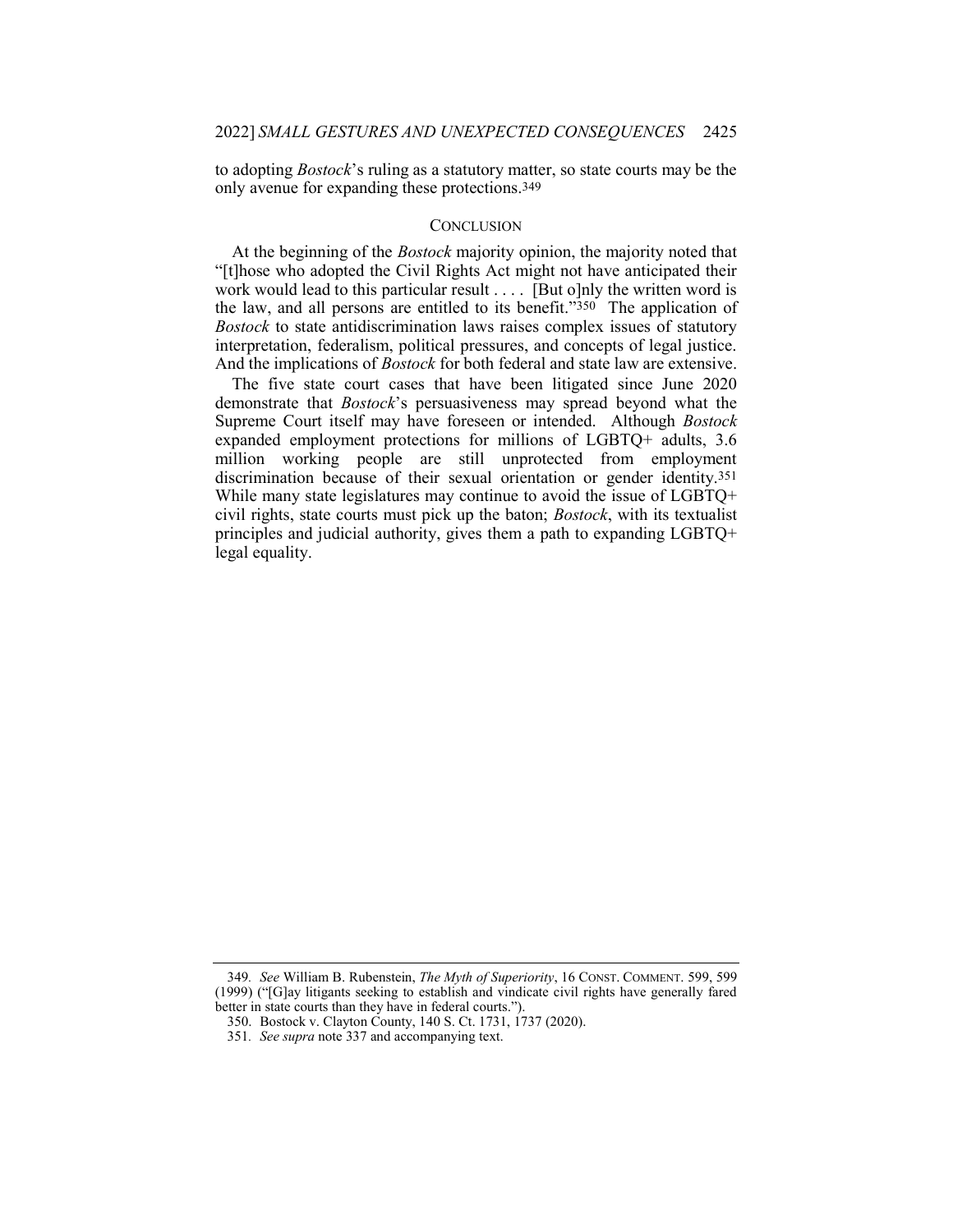to adopting *Bostock*'s ruling as a statutory matter, so state courts may be the only avenue for expanding these protections.[349]

## CONCLUSION

At the beginning of the *Bostock* majority opinion, the majority noted that "[t]hose who adopted the Civil Rights Act might not have anticipated their work would lead to this particular result . . . . [But o]nly the written word is the law, and all persons are entitled to its benefit."[350] The application of *Bostock* to state antidiscrimination laws raises complex issues of statutory interpretation, federalism, political pressures, and concepts of legal justice. And the implications of *Bostock* for both federal and state law are extensive.

The five state court cases that have been litigated since June 2020 demonstrate that *Bostock*'s persuasiveness may spread beyond what the Supreme Court itself may have foreseen or intended. Although *Bostock* expanded employment protections for millions of LGBTQ+ adults, 3.6 million working people are still unprotected from employment discrimination because of their sexual orientation or gender identity.[351] While many state legislatures may continue to avoid the issue of LGBTQ+ civil rights, state courts must pick up the baton; *Bostock*, with its textualist principles and judicial authority, gives them a path to expanding LGBTQ+ legal equality.

---

349. *See* William B. Rubenstein, *The Myth of Superiority*, 16 CONST. COMMENT. 599, 599 (1999) ("[G]ay litigants seeking to establish and vindicate civil rights have generally fared better in state courts than they have in federal courts.").

350. Bostock v. Clayton County, 140 S. Ct. 1731, 1737 (2020).

351. *See supra* note 337 and accompanying text.